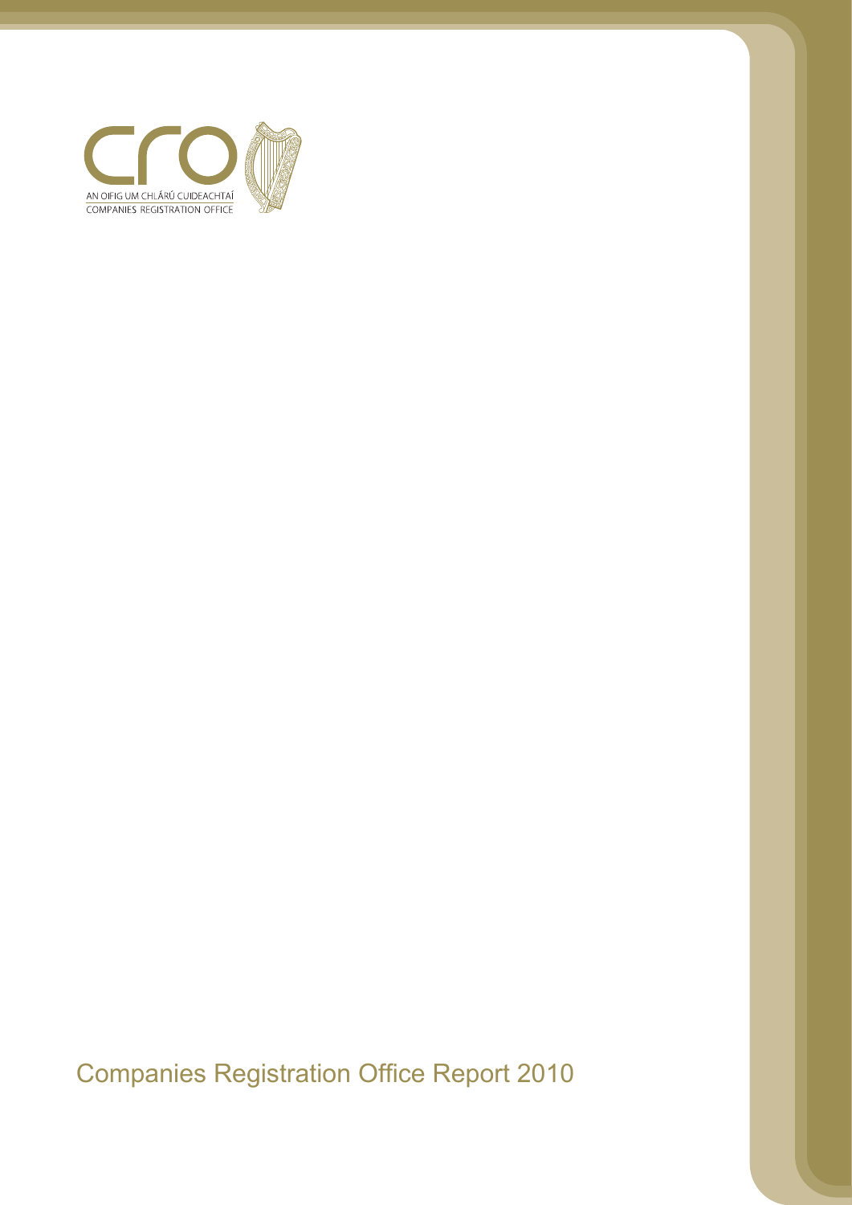CRO

AN OIFIG UM CHLÁRÚ CUIDEACHTAÍ
COMPANIES REGISTRATION OFFICE

# Companies Registration Office Report 2010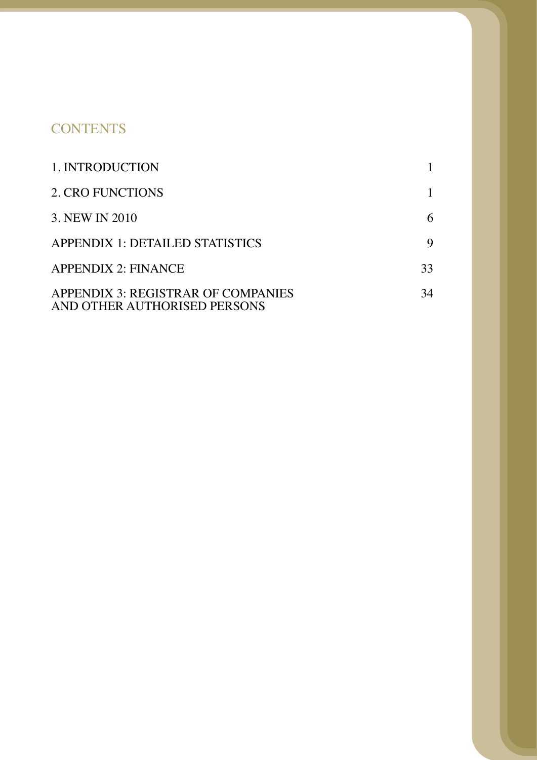# CONTENTS

| | |
|---|---|
| 1. INTRODUCTION | 1 |
| 2. CRO FUNCTIONS | 1 |
| 3. NEW IN 2010 | 6 |
| APPENDIX 1: DETAILED STATISTICS | 9 |
| APPENDIX 2: FINANCE | 33 |
| APPENDIX 3: REGISTRAR OF COMPANIES AND OTHER AUTHORISED PERSONS | 34 |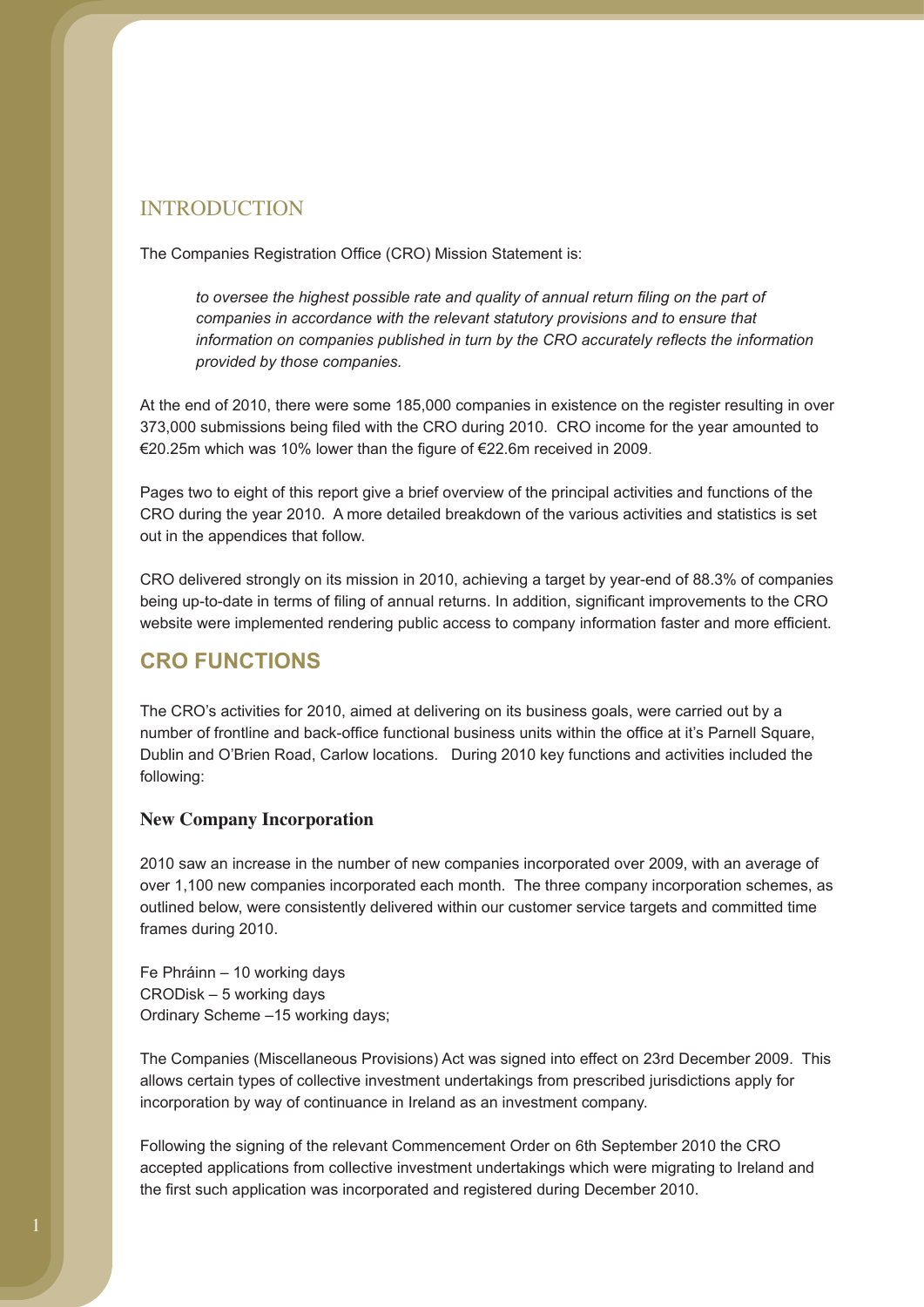# INTRODUCTION

The Companies Registration Office (CRO) Mission Statement is:

> *to oversee the highest possible rate and quality of annual return filing on the part of companies in accordance with the relevant statutory provisions and to ensure that information on companies published in turn by the CRO accurately reflects the information provided by those companies.*

At the end of 2010, there were some 185,000 companies in existence on the register resulting in over 373,000 submissions being filed with the CRO during 2010. CRO income for the year amounted to €20.25m which was 10% lower than the figure of €22.6m received in 2009.

Pages two to eight of this report give a brief overview of the principal activities and functions of the CRO during the year 2010. A more detailed breakdown of the various activities and statistics is set out in the appendices that follow.

CRO delivered strongly on its mission in 2010, achieving a target by year-end of 88.3% of companies being up-to-date in terms of filing of annual returns. In addition, significant improvements to the CRO website were implemented rendering public access to company information faster and more efficient.

## CRO FUNCTIONS

The CRO's activities for 2010, aimed at delivering on its business goals, were carried out by a number of frontline and back-office functional business units within the office at it's Parnell Square, Dublin and O'Brien Road, Carlow locations. During 2010 key functions and activities included the following:

### New Company Incorporation

2010 saw an increase in the number of new companies incorporated over 2009, with an average of over 1,100 new companies incorporated each month. The three company incorporation schemes, as outlined below, were consistently delivered within our customer service targets and committed time frames during 2010.

Fe Phráinn – 10 working days
CRODisk – 5 working days
Ordinary Scheme –15 working days;

The Companies (Miscellaneous Provisions) Act was signed into effect on 23rd December 2009. This allows certain types of collective investment undertakings from prescribed jurisdictions apply for incorporation by way of continuance in Ireland as an investment company.

Following the signing of the relevant Commencement Order on 6th September 2010 the CRO accepted applications from collective investment undertakings which were migrating to Ireland and the first such application was incorporated and registered during December 2010.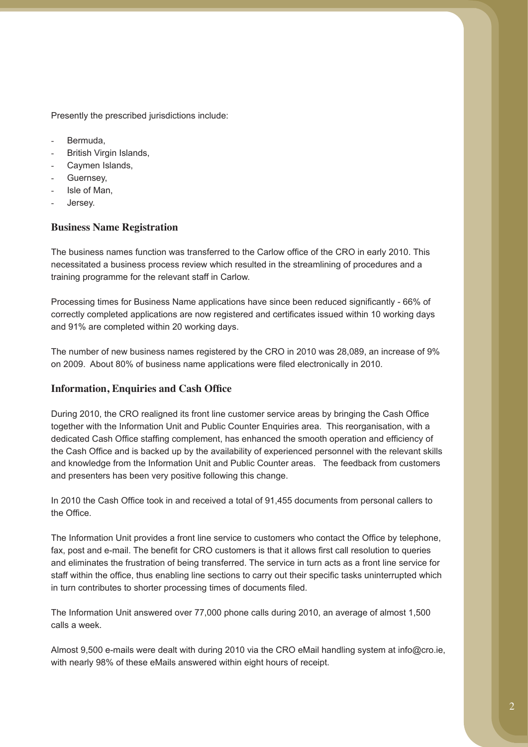Presently the prescribed jurisdictions include:

- Bermuda,
- British Virgin Islands,
- Caymen Islands,
- Guernsey,
- Isle of Man,
- Jersey.

### Business Name Registration

The business names function was transferred to the Carlow office of the CRO in early 2010. This necessitated a business process review which resulted in the streamlining of procedures and a training programme for the relevant staff in Carlow.

Processing times for Business Name applications have since been reduced significantly - 66% of correctly completed applications are now registered and certificates issued within 10 working days and 91% are completed within 20 working days.

The number of new business names registered by the CRO in 2010 was 28,089, an increase of 9% on 2009. About 80% of business name applications were filed electronically in 2010.

### Information, Enquiries and Cash Office

During 2010, the CRO realigned its front line customer service areas by bringing the Cash Office together with the Information Unit and Public Counter Enquiries area. This reorganisation, with a dedicated Cash Office staffing complement, has enhanced the smooth operation and efficiency of the Cash Office and is backed up by the availability of experienced personnel with the relevant skills and knowledge from the Information Unit and Public Counter areas. The feedback from customers and presenters has been very positive following this change.

In 2010 the Cash Office took in and received a total of 91,455 documents from personal callers to the Office.

The Information Unit provides a front line service to customers who contact the Office by telephone, fax, post and e-mail. The benefit for CRO customers is that it allows first call resolution to queries and eliminates the frustration of being transferred. The service in turn acts as a front line service for staff within the office, thus enabling line sections to carry out their specific tasks uninterrupted which in turn contributes to shorter processing times of documents filed.

The Information Unit answered over 77,000 phone calls during 2010, an average of almost 1,500 calls a week.

Almost 9,500 e-mails were dealt with during 2010 via the CRO eMail handling system at info@cro.ie, with nearly 98% of these eMails answered within eight hours of receipt.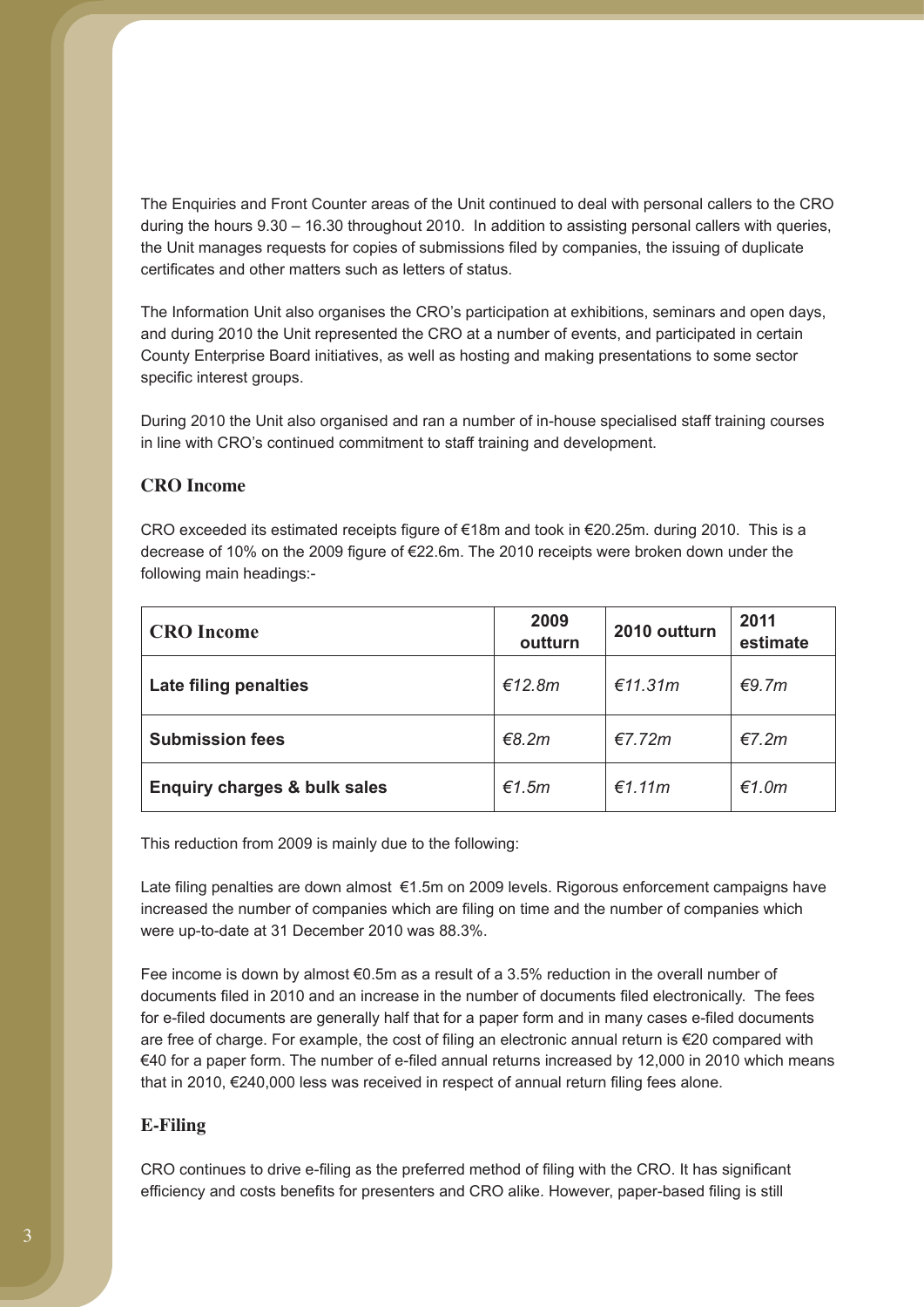The Enquiries and Front Counter areas of the Unit continued to deal with personal callers to the CRO during the hours 9.30 – 16.30 throughout 2010. In addition to assisting personal callers with queries, the Unit manages requests for copies of submissions filed by companies, the issuing of duplicate certificates and other matters such as letters of status.

The Information Unit also organises the CRO's participation at exhibitions, seminars and open days, and during 2010 the Unit represented the CRO at a number of events, and participated in certain County Enterprise Board initiatives, as well as hosting and making presentations to some sector specific interest groups.

During 2010 the Unit also organised and ran a number of in-house specialised staff training courses in line with CRO's continued commitment to staff training and development.

## CRO Income

CRO exceeded its estimated receipts figure of €18m and took in €20.25m. during 2010. This is a decrease of 10% on the 2009 figure of €22.6m. The 2010 receipts were broken down under the following main headings:-

| CRO Income | 2009 outturn | 2010 outturn | 2011 estimate |
|---|---|---|---|
| **Late filing penalties** | *€12.8m* | *€11.31m* | *€9.7m* |
| **Submission fees** | *€8.2m* | *€7.72m* | *€7.2m* |
| **Enquiry charges & bulk sales** | *€1.5m* | *€1.11m* | *€1.0m* |

This reduction from 2009 is mainly due to the following:

Late filing penalties are down almost €1.5m on 2009 levels. Rigorous enforcement campaigns have increased the number of companies which are filing on time and the number of companies which were up-to-date at 31 December 2010 was 88.3%.

Fee income is down by almost €0.5m as a result of a 3.5% reduction in the overall number of documents filed in 2010 and an increase in the number of documents filed electronically. The fees for e-filed documents are generally half that for a paper form and in many cases e-filed documents are free of charge. For example, the cost of filing an electronic annual return is €20 compared with €40 for a paper form. The number of e-filed annual returns increased by 12,000 in 2010 which means that in 2010, €240,000 less was received in respect of annual return filing fees alone.

## E-Filing

CRO continues to drive e-filing as the preferred method of filing with the CRO. It has significant efficiency and costs benefits for presenters and CRO alike. However, paper-based filing is still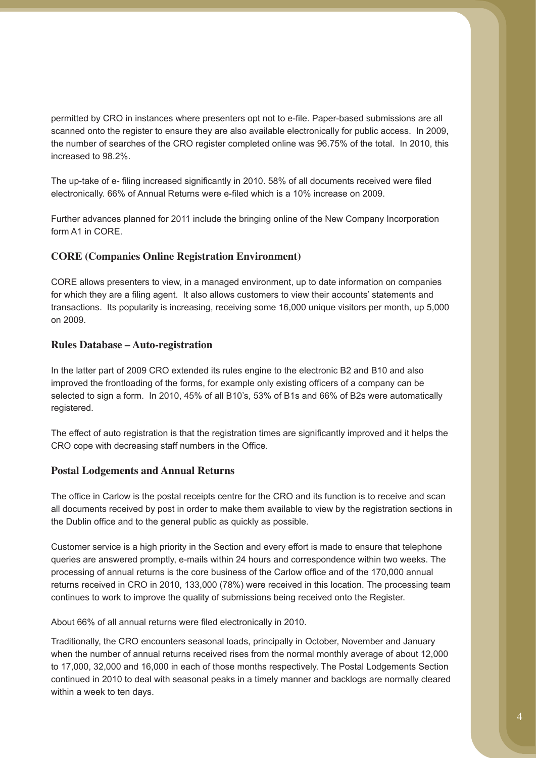permitted by CRO in instances where presenters opt not to e-file. Paper-based submissions are all scanned onto the register to ensure they are also available electronically for public access. In 2009, the number of searches of the CRO register completed online was 96.75% of the total. In 2010, this increased to 98.2%.

The up-take of e- filing increased significantly in 2010. 58% of all documents received were filed electronically. 66% of Annual Returns were e-filed which is a 10% increase on 2009.

Further advances planned for 2011 include the bringing online of the New Company Incorporation form A1 in CORE.

### CORE (Companies Online Registration Environment)

CORE allows presenters to view, in a managed environment, up to date information on companies for which they are a filing agent. It also allows customers to view their accounts' statements and transactions. Its popularity is increasing, receiving some 16,000 unique visitors per month, up 5,000 on 2009.

### Rules Database – Auto-registration

In the latter part of 2009 CRO extended its rules engine to the electronic B2 and B10 and also improved the frontloading of the forms, for example only existing officers of a company can be selected to sign a form. In 2010, 45% of all B10's, 53% of B1s and 66% of B2s were automatically registered.

The effect of auto registration is that the registration times are significantly improved and it helps the CRO cope with decreasing staff numbers in the Office.

### Postal Lodgements and Annual Returns

The office in Carlow is the postal receipts centre for the CRO and its function is to receive and scan all documents received by post in order to make them available to view by the registration sections in the Dublin office and to the general public as quickly as possible.

Customer service is a high priority in the Section and every effort is made to ensure that telephone queries are answered promptly, e-mails within 24 hours and correspondence within two weeks. The processing of annual returns is the core business of the Carlow office and of the 170,000 annual returns received in CRO in 2010, 133,000 (78%) were received in this location. The processing team continues to work to improve the quality of submissions being received onto the Register.

About 66% of all annual returns were filed electronically in 2010.

Traditionally, the CRO encounters seasonal loads, principally in October, November and January when the number of annual returns received rises from the normal monthly average of about 12,000 to 17,000, 32,000 and 16,000 in each of those months respectively. The Postal Lodgements Section continued in 2010 to deal with seasonal peaks in a timely manner and backlogs are normally cleared within a week to ten days.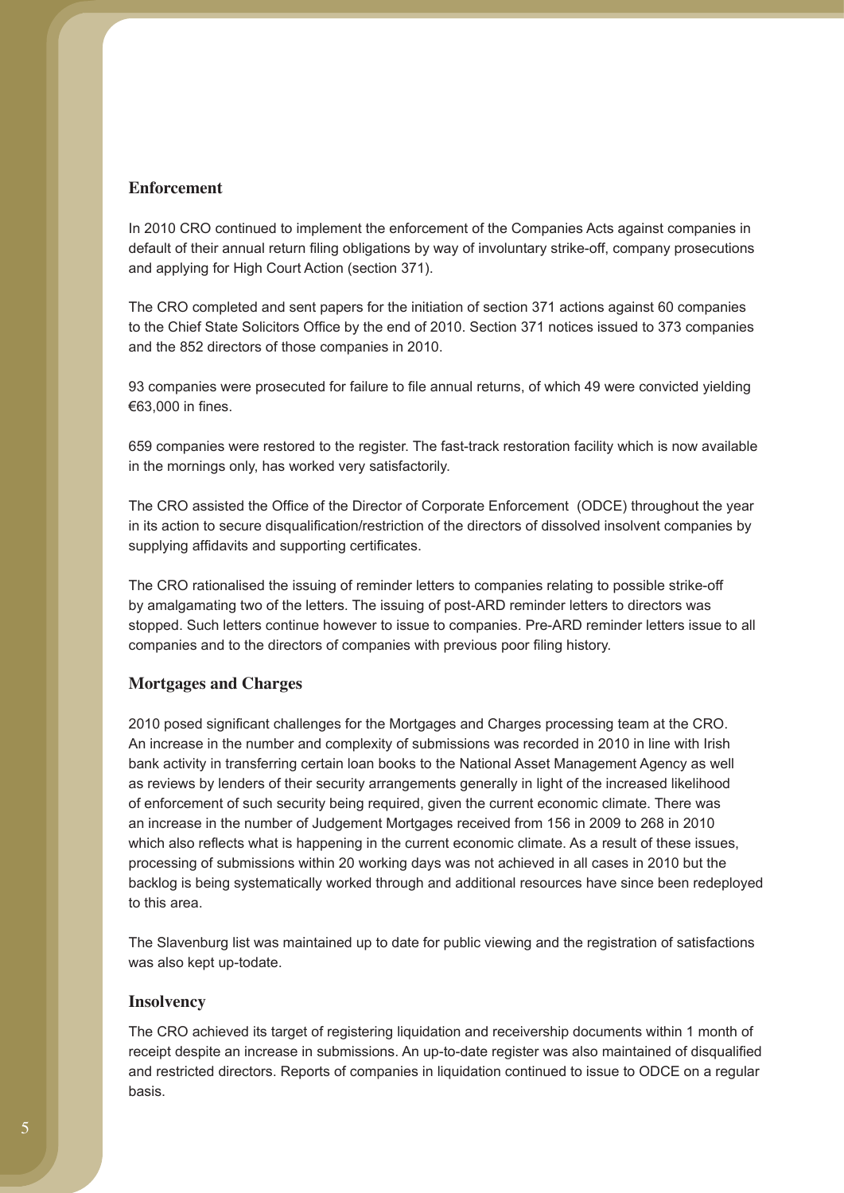## Enforcement

In 2010 CRO continued to implement the enforcement of the Companies Acts against companies in default of their annual return filing obligations by way of involuntary strike-off, company prosecutions and applying for High Court Action (section 371).

The CRO completed and sent papers for the initiation of section 371 actions against 60 companies to the Chief State Solicitors Office by the end of 2010. Section 371 notices issued to 373 companies and the 852 directors of those companies in 2010.

93 companies were prosecuted for failure to file annual returns, of which 49 were convicted yielding €63,000 in fines.

659 companies were restored to the register. The fast-track restoration facility which is now available in the mornings only, has worked very satisfactorily.

The CRO assisted the Office of the Director of Corporate Enforcement (ODCE) throughout the year in its action to secure disqualification/restriction of the directors of dissolved insolvent companies by supplying affidavits and supporting certificates.

The CRO rationalised the issuing of reminder letters to companies relating to possible strike-off by amalgamating two of the letters. The issuing of post-ARD reminder letters to directors was stopped. Such letters continue however to issue to companies. Pre-ARD reminder letters issue to all companies and to the directors of companies with previous poor filing history.

## Mortgages and Charges

2010 posed significant challenges for the Mortgages and Charges processing team at the CRO. An increase in the number and complexity of submissions was recorded in 2010 in line with Irish bank activity in transferring certain loan books to the National Asset Management Agency as well as reviews by lenders of their security arrangements generally in light of the increased likelihood of enforcement of such security being required, given the current economic climate. There was an increase in the number of Judgement Mortgages received from 156 in 2009 to 268 in 2010 which also reflects what is happening in the current economic climate. As a result of these issues, processing of submissions within 20 working days was not achieved in all cases in 2010 but the backlog is being systematically worked through and additional resources have since been redeployed to this area.

The Slavenburg list was maintained up to date for public viewing and the registration of satisfactions was also kept up-todate.

## Insolvency

The CRO achieved its target of registering liquidation and receivership documents within 1 month of receipt despite an increase in submissions. An up-to-date register was also maintained of disqualified and restricted directors. Reports of companies in liquidation continued to issue to ODCE on a regular basis.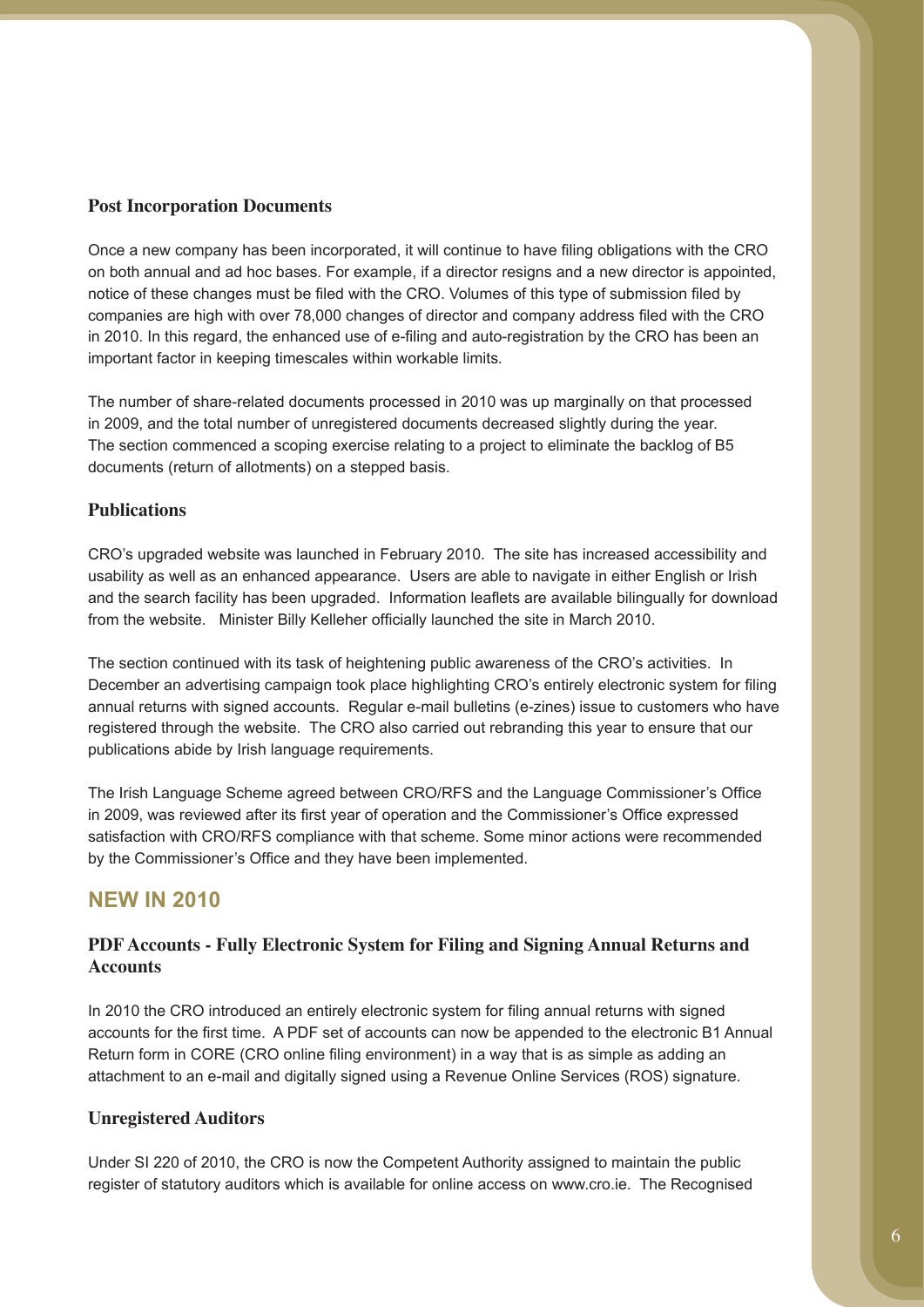### Post Incorporation Documents

Once a new company has been incorporated, it will continue to have filing obligations with the CRO on both annual and ad hoc bases. For example, if a director resigns and a new director is appointed, notice of these changes must be filed with the CRO. Volumes of this type of submission filed by companies are high with over 78,000 changes of director and company address filed with the CRO in 2010. In this regard, the enhanced use of e-filing and auto-registration by the CRO has been an important factor in keeping timescales within workable limits.

The number of share-related documents processed in 2010 was up marginally on that processed in 2009, and the total number of unregistered documents decreased slightly during the year. The section commenced a scoping exercise relating to a project to eliminate the backlog of B5 documents (return of allotments) on a stepped basis.

### Publications

CRO's upgraded website was launched in February 2010. The site has increased accessibility and usability as well as an enhanced appearance. Users are able to navigate in either English or Irish and the search facility has been upgraded. Information leaflets are available bilingually for download from the website. Minister Billy Kelleher officially launched the site in March 2010.

The section continued with its task of heightening public awareness of the CRO's activities. In December an advertising campaign took place highlighting CRO's entirely electronic system for filing annual returns with signed accounts. Regular e-mail bulletins (e-zines) issue to customers who have registered through the website. The CRO also carried out rebranding this year to ensure that our publications abide by Irish language requirements.

The Irish Language Scheme agreed between CRO/RFS and the Language Commissioner's Office in 2009, was reviewed after its first year of operation and the Commissioner's Office expressed satisfaction with CRO/RFS compliance with that scheme. Some minor actions were recommended by the Commissioner's Office and they have been implemented.

## NEW IN 2010

### PDF Accounts - Fully Electronic System for Filing and Signing Annual Returns and Accounts

In 2010 the CRO introduced an entirely electronic system for filing annual returns with signed accounts for the first time. A PDF set of accounts can now be appended to the electronic B1 Annual Return form in CORE (CRO online filing environment) in a way that is as simple as adding an attachment to an e-mail and digitally signed using a Revenue Online Services (ROS) signature.

### Unregistered Auditors

Under SI 220 of 2010, the CRO is now the Competent Authority assigned to maintain the public register of statutory auditors which is available for online access on www.cro.ie. The Recognised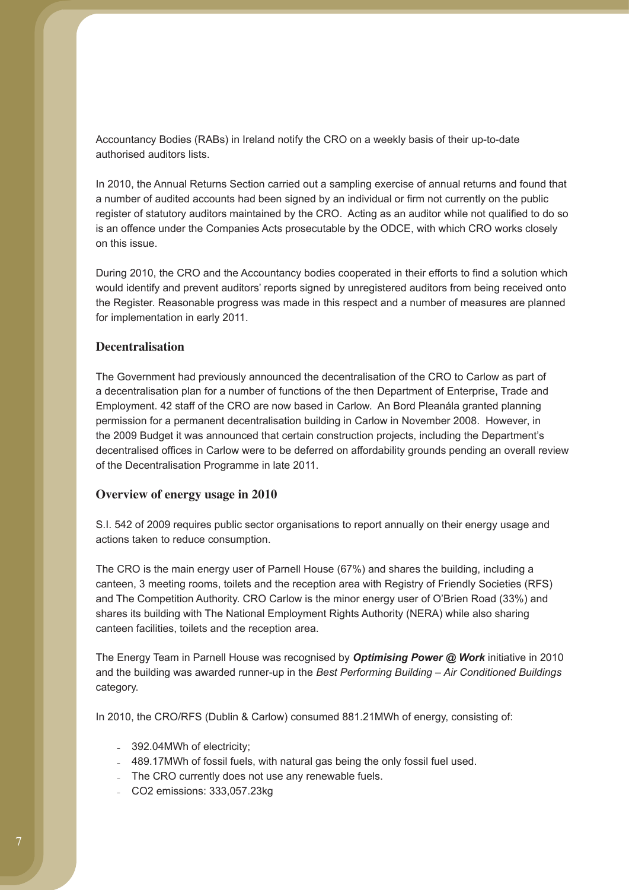Accountancy Bodies (RABs) in Ireland notify the CRO on a weekly basis of their up-to-date authorised auditors lists.

In 2010, the Annual Returns Section carried out a sampling exercise of annual returns and found that a number of audited accounts had been signed by an individual or firm not currently on the public register of statutory auditors maintained by the CRO. Acting as an auditor while not qualified to do so is an offence under the Companies Acts prosecutable by the ODCE, with which CRO works closely on this issue.

During 2010, the CRO and the Accountancy bodies cooperated in their efforts to find a solution which would identify and prevent auditors' reports signed by unregistered auditors from being received onto the Register. Reasonable progress was made in this respect and a number of measures are planned for implementation in early 2011.

## Decentralisation

The Government had previously announced the decentralisation of the CRO to Carlow as part of a decentralisation plan for a number of functions of the then Department of Enterprise, Trade and Employment. 42 staff of the CRO are now based in Carlow. An Bord Pleanála granted planning permission for a permanent decentralisation building in Carlow in November 2008. However, in the 2009 Budget it was announced that certain construction projects, including the Department's decentralised offices in Carlow were to be deferred on affordability grounds pending an overall review of the Decentralisation Programme in late 2011.

## Overview of energy usage in 2010

S.I. 542 of 2009 requires public sector organisations to report annually on their energy usage and actions taken to reduce consumption.

The CRO is the main energy user of Parnell House (67%) and shares the building, including a canteen, 3 meeting rooms, toilets and the reception area with Registry of Friendly Societies (RFS) and The Competition Authority. CRO Carlow is the minor energy user of O'Brien Road (33%) and shares its building with The National Employment Rights Authority (NERA) while also sharing canteen facilities, toilets and the reception area.

The Energy Team in Parnell House was recognised by ***Optimising Power @ Work*** initiative in 2010 and the building was awarded runner-up in the *Best Performing Building – Air Conditioned Buildings* category.

In 2010, the CRO/RFS (Dublin & Carlow) consumed 881.21MWh of energy, consisting of:

- 392.04MWh of electricity;
- 489.17MWh of fossil fuels, with natural gas being the only fossil fuel used.
- The CRO currently does not use any renewable fuels.
- $CO_2$ emissions: 333,057.23kg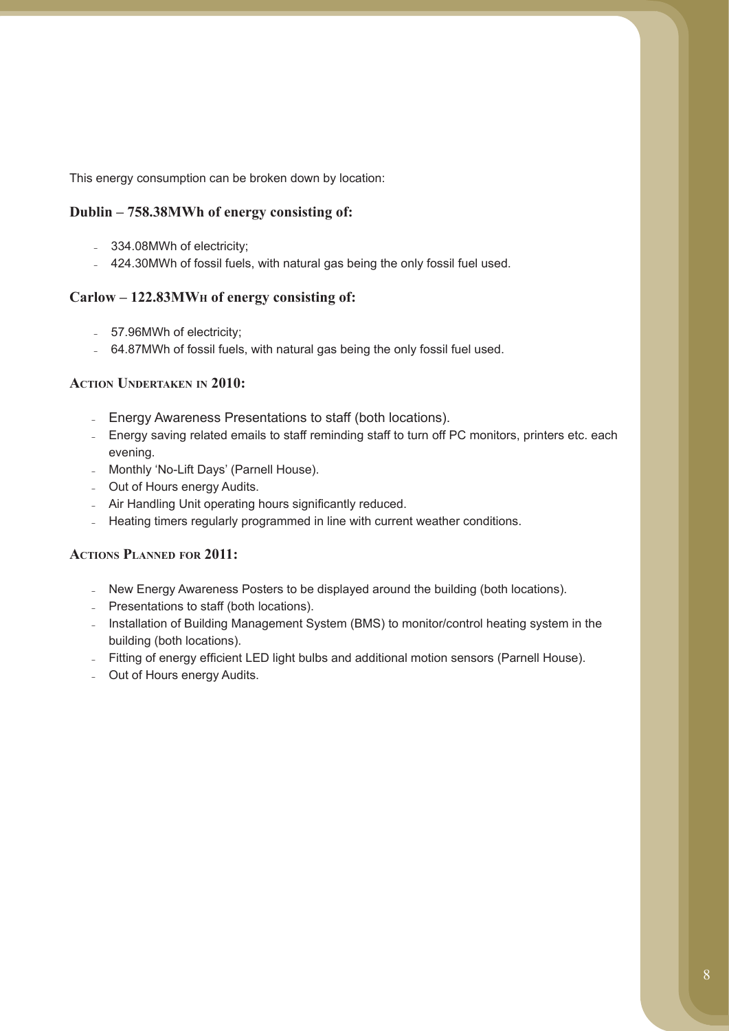This energy consumption can be broken down by location:

### Dublin – 758.38MWh of energy consisting of:

- 334.08MWh of electricity;
- 424.30MWh of fossil fuels, with natural gas being the only fossil fuel used.

### Carlow – 122.83MWh of energy consisting of:

- 57.96MWh of electricity;
- 64.87MWh of fossil fuels, with natural gas being the only fossil fuel used.

### Action Undertaken in 2010:

- Energy Awareness Presentations to staff (both locations).
- Energy saving related emails to staff reminding staff to turn off PC monitors, printers etc. each evening.
- Monthly 'No-Lift Days' (Parnell House).
- Out of Hours energy Audits.
- Air Handling Unit operating hours significantly reduced.
- Heating timers regularly programmed in line with current weather conditions.

### Actions Planned for 2011:

- New Energy Awareness Posters to be displayed around the building (both locations).
- Presentations to staff (both locations).
- Installation of Building Management System (BMS) to monitor/control heating system in the building (both locations).
- Fitting of energy efficient LED light bulbs and additional motion sensors (Parnell House).
- Out of Hours energy Audits.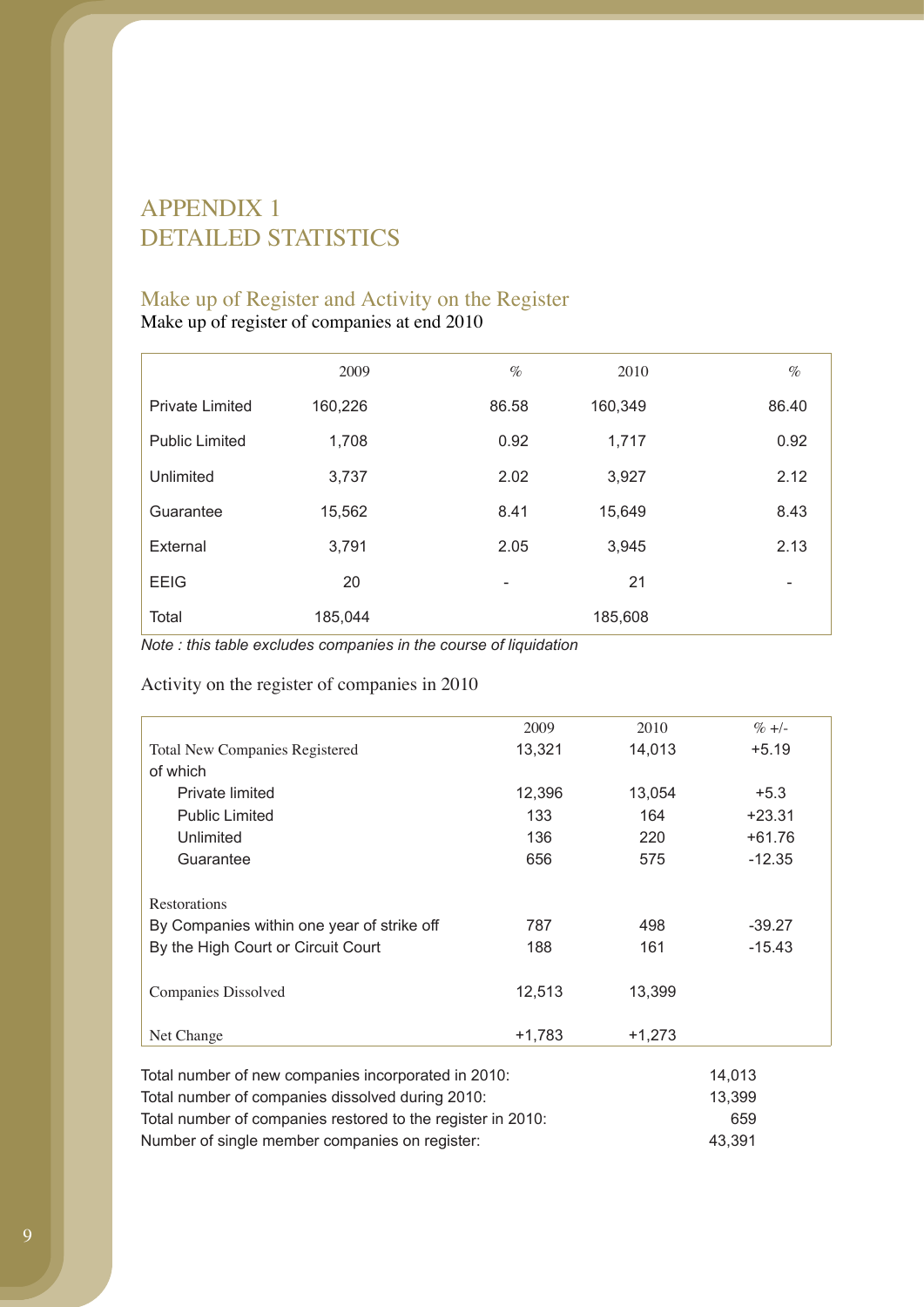# APPENDIX 1
# DETAILED STATISTICS

## Make up of Register and Activity on the Register

Make up of register of companies at end 2010

| | 2009 | % | 2010 | % |
|---|---|---|---|---|
| Private Limited | 160,226 | 86.58 | 160,349 | 86.40 |
| Public Limited | 1,708 | 0.92 | 1,717 | 0.92 |
| Unlimited | 3,737 | 2.02 | 3,927 | 2.12 |
| Guarantee | 15,562 | 8.41 | 15,649 | 8.43 |
| External | 3,791 | 2.05 | 3,945 | 2.13 |
| EEIG | 20 | - | 21 | - |
| Total | 185,044 | | 185,608 | |

*Note : this table excludes companies in the course of liquidation*

Activity on the register of companies in 2010

| | 2009 | 2010 | % +/- |
|---|---|---|---|
| Total New Companies Registered | 13,321 | 14,013 | +5.19 |
| of which | | | |
| Private limited | 12,396 | 13,054 | +5.3 |
| Public Limited | 133 | 164 | +23.31 |
| Unlimited | 136 | 220 | +61.76 |
| Guarantee | 656 | 575 | -12.35 |
| Restorations | | | |
| By Companies within one year of strike off | 787 | 498 | -39.27 |
| By the High Court or Circuit Court | 188 | 161 | -15.43 |
| Companies Dissolved | 12,513 | 13,399 | |
| Net Change | +1,783 | +1,273 | |

| | |
|---|---|
| Total number of new companies incorporated in 2010: | 14,013 |
| Total number of companies dissolved during 2010: | 13,399 |
| Total number of companies restored to the register in 2010: | 659 |
| Number of single member companies on register: | 43,391 |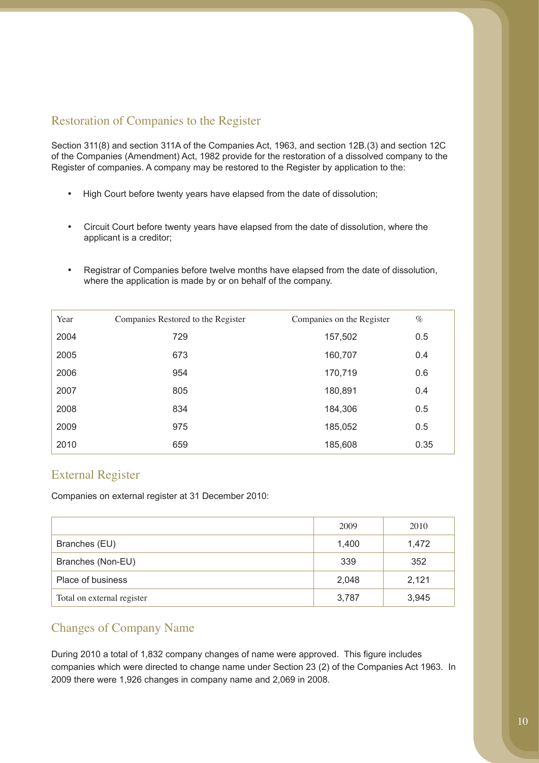## Restoration of Companies to the Register

Section 311(8) and section 311A of the Companies Act, 1963, and section 12B.(3) and section 12C of the Companies (Amendment) Act, 1982 provide for the restoration of a dissolved company to the Register of companies. A company may be restored to the Register by application to the:

- High Court before twenty years have elapsed from the date of dissolution;
- Circuit Court before twenty years have elapsed from the date of dissolution, where the applicant is a creditor;
- Registrar of Companies before twelve months have elapsed from the date of dissolution, where the application is made by or on behalf of the company.

| Year | Companies Restored to the Register | Companies on the Register | % |
|---|---|---|---|
| 2004 | 729 | 157,502 | 0.5 |
| 2005 | 673 | 160,707 | 0.4 |
| 2006 | 954 | 170,719 | 0.6 |
| 2007 | 805 | 180,891 | 0.4 |
| 2008 | 834 | 184,306 | 0.5 |
| 2009 | 975 | 185,052 | 0.5 |
| 2010 | 659 | 185,608 | 0.35 |

## External Register

Companies on external register at 31 December 2010:

| | 2009 | 2010 |
|---|---|---|
| Branches (EU) | 1,400 | 1,472 |
| Branches (Non-EU) | 339 | 352 |
| Place of business | 2,048 | 2,121 |
| Total on external register | 3,787 | 3,945 |

## Changes of Company Name

During 2010 a total of 1,832 company changes of name were approved. This figure includes companies which were directed to change name under Section 23 (2) of the Companies Act 1963. In 2009 there were 1,926 changes in company name and 2,069 in 2008.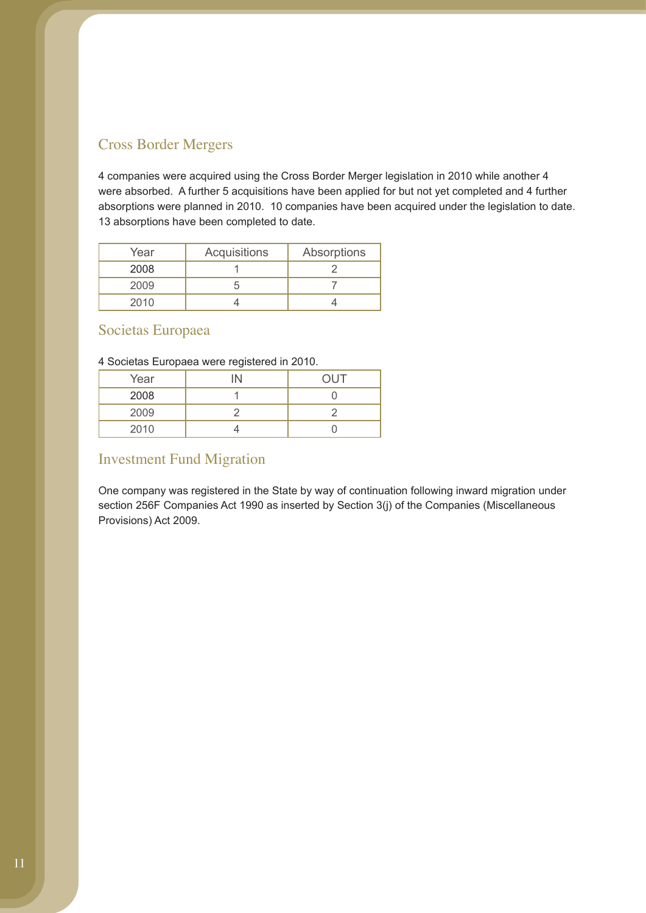## Cross Border Mergers

4 companies were acquired using the Cross Border Merger legislation in 2010 while another 4 were absorbed. A further 5 acquisitions have been applied for but not yet completed and 4 further absorptions were planned in 2010. 10 companies have been acquired under the legislation to date. 13 absorptions have been completed to date.

| Year | Acquisitions | Absorptions |
|---|---|---|
| 2008 | 1 | 2 |
| 2009 | 5 | 7 |
| 2010 | 4 | 4 |

## Societas Europaea

4 Societas Europaea were registered in 2010.

| Year | IN | OUT |
|---|---|---|
| 2008 | 1 | 0 |
| 2009 | 2 | 2 |
| 2010 | 4 | 0 |

## Investment Fund Migration

One company was registered in the State by way of continuation following inward migration under section 256F Companies Act 1990 as inserted by Section 3(j) of the Companies (Miscellaneous Provisions) Act 2009.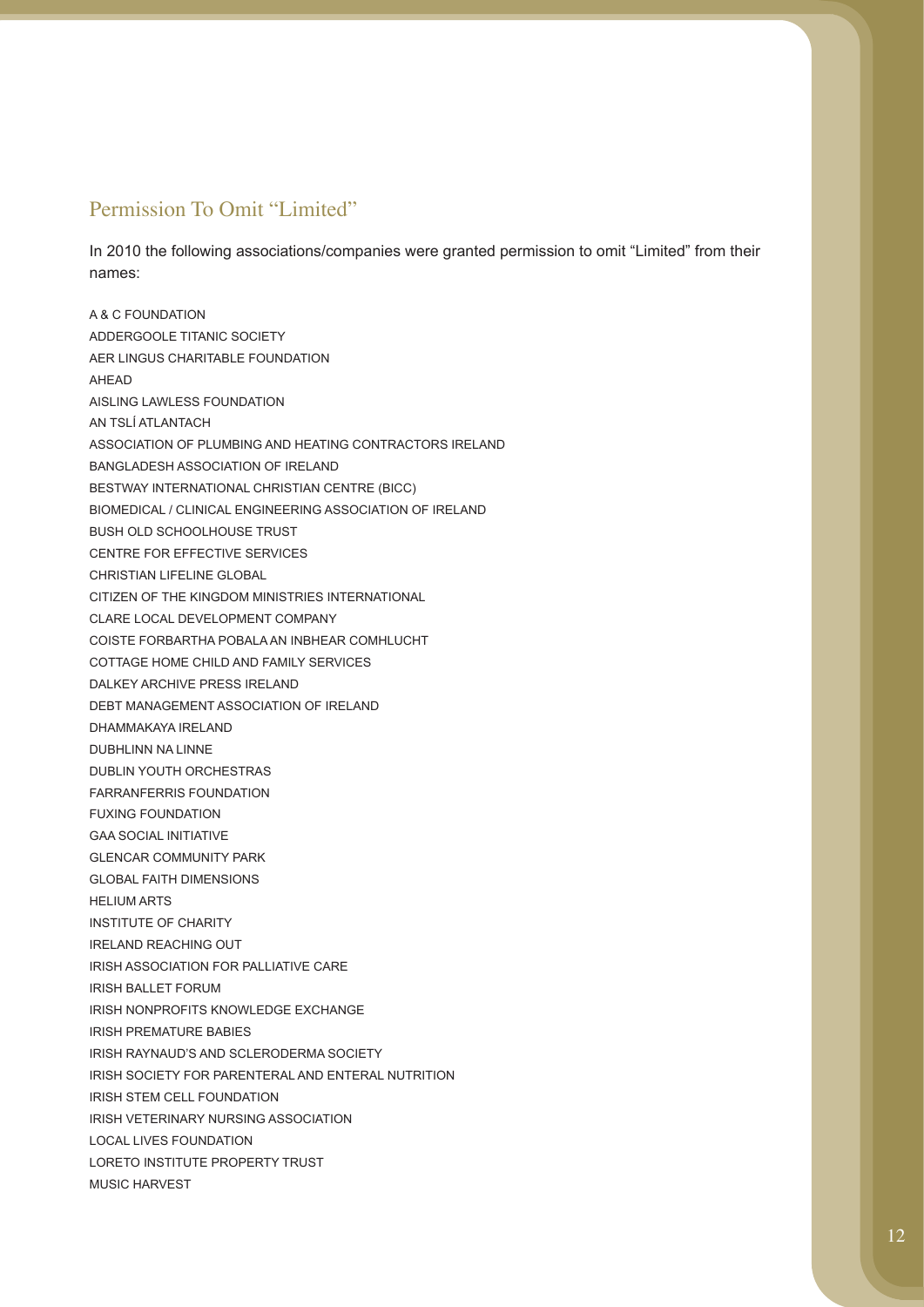## Permission To Omit "Limited"

In 2010 the following associations/companies were granted permission to omit "Limited" from their names:

A & C FOUNDATION
ADDERGOOLE TITANIC SOCIETY
AER LINGUS CHARITABLE FOUNDATION
AHEAD
AISLING LAWLESS FOUNDATION
AN TSLÍ ATLANTACH
ASSOCIATION OF PLUMBING AND HEATING CONTRACTORS IRELAND
BANGLADESH ASSOCIATION OF IRELAND
BESTWAY INTERNATIONAL CHRISTIAN CENTRE (BICC)
BIOMEDICAL / CLINICAL ENGINEERING ASSOCIATION OF IRELAND
BUSH OLD SCHOOLHOUSE TRUST
CENTRE FOR EFFECTIVE SERVICES
CHRISTIAN LIFELINE GLOBAL
CITIZEN OF THE KINGDOM MINISTRIES INTERNATIONAL
CLARE LOCAL DEVELOPMENT COMPANY
COISTE FORBARTHA POBALA AN INBHEAR COMHLUCHT
COTTAGE HOME CHILD AND FAMILY SERVICES
DALKEY ARCHIVE PRESS IRELAND
DEBT MANAGEMENT ASSOCIATION OF IRELAND
DHAMMAKAYA IRELAND
DUBHLINN NA LINNE
DUBLIN YOUTH ORCHESTRAS
FARRANFERRIS FOUNDATION
FUXING FOUNDATION
GAA SOCIAL INITIATIVE
GLENCAR COMMUNITY PARK
GLOBAL FAITH DIMENSIONS
HELIUM ARTS
INSTITUTE OF CHARITY
IRELAND REACHING OUT
IRISH ASSOCIATION FOR PALLIATIVE CARE
IRISH BALLET FORUM
IRISH NONPROFITS KNOWLEDGE EXCHANGE
IRISH PREMATURE BABIES
IRISH RAYNAUD'S AND SCLERODERMA SOCIETY
IRISH SOCIETY FOR PARENTERAL AND ENTERAL NUTRITION
IRISH STEM CELL FOUNDATION
IRISH VETERINARY NURSING ASSOCIATION
LOCAL LIVES FOUNDATION
LORETO INSTITUTE PROPERTY TRUST
MUSIC HARVEST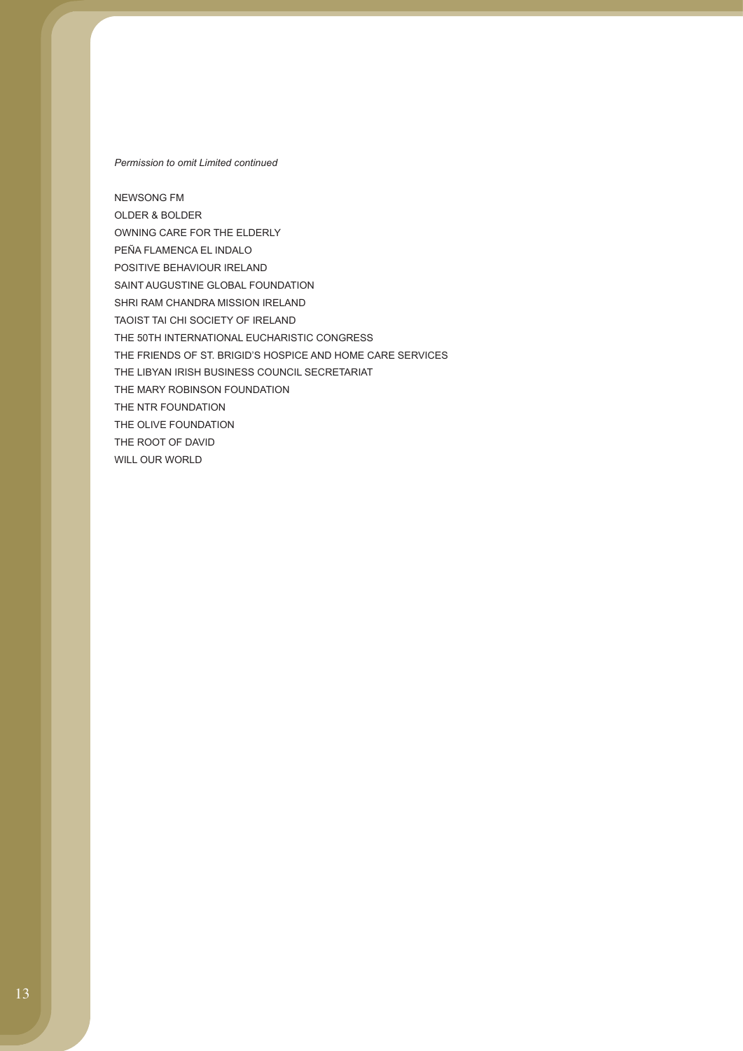*Permission to omit Limited continued*

NEWSONG FM
OLDER & BOLDER
OWNING CARE FOR THE ELDERLY
PEÑA FLAMENCA EL INDALO
POSITIVE BEHAVIOUR IRELAND
SAINT AUGUSTINE GLOBAL FOUNDATION
SHRI RAM CHANDRA MISSION IRELAND
TAOIST TAI CHI SOCIETY OF IRELAND
THE 50TH INTERNATIONAL EUCHARISTIC CONGRESS
THE FRIENDS OF ST. BRIGID'S HOSPICE AND HOME CARE SERVICES
THE LIBYAN IRISH BUSINESS COUNCIL SECRETARIAT
THE MARY ROBINSON FOUNDATION
THE NTR FOUNDATION
THE OLIVE FOUNDATION
THE ROOT OF DAVID
WILL OUR WORLD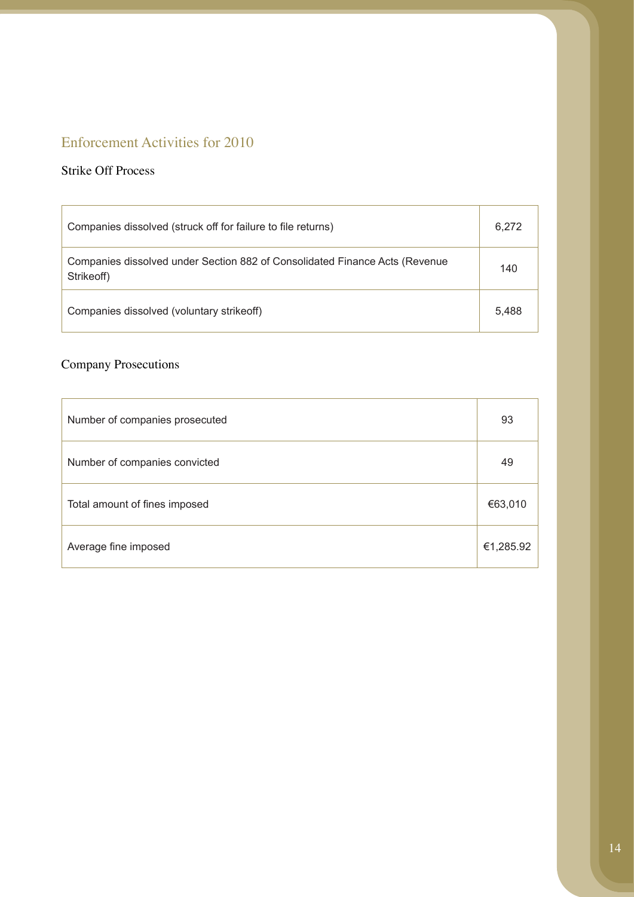## Enforcement Activities for 2010

### Strike Off Process

| | |
|---|---|
| Companies dissolved (struck off for failure to file returns) | 6,272 |
| Companies dissolved under Section 882 of Consolidated Finance Acts (Revenue Strikeoff) | 140 |
| Companies dissolved (voluntary strikeoff) | 5,488 |

### Company Prosecutions

| | |
|---|---|
| Number of companies prosecuted | 93 |
| Number of companies convicted | 49 |
| Total amount of fines imposed | €63,010 |
| Average fine imposed | €1,285.92 |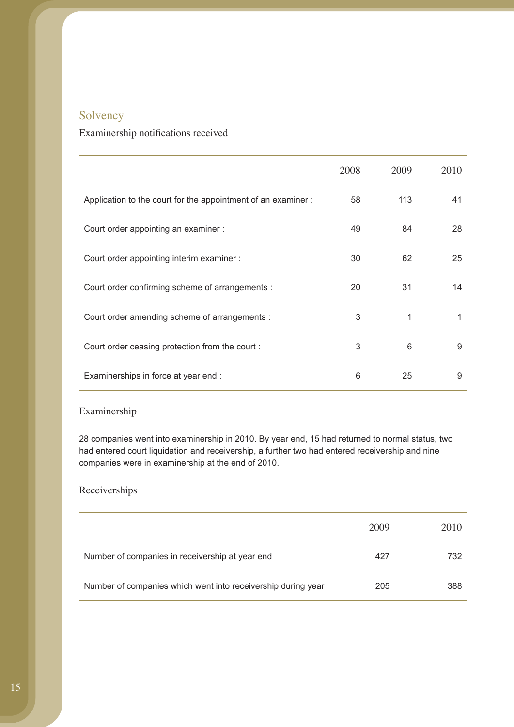## Solvency

### Examinership notifications received

| | 2008 | 2009 | 2010 |
|---|---|---|---|
| Application to the court for the appointment of an examiner : | 58 | 113 | 41 |
| Court order appointing an examiner : | 49 | 84 | 28 |
| Court order appointing interim examiner : | 30 | 62 | 25 |
| Court order confirming scheme of arrangements : | 20 | 31 | 14 |
| Court order amending scheme of arrangements : | 3 | 1 | 1 |
| Court order ceasing protection from the court : | 3 | 6 | 9 |
| Examinerships in force at year end : | 6 | 25 | 9 |

### Examinership

28 companies went into examinership in 2010. By year end, 15 had returned to normal status, two had entered court liquidation and receivership, a further two had entered receivership and nine companies were in examinership at the end of 2010.

### Receiverships

| | 2009 | 2010 |
|---|---|---|
| Number of companies in receivership at year end | 427 | 732 |
| Number of companies which went into receivership during year | 205 | 388 |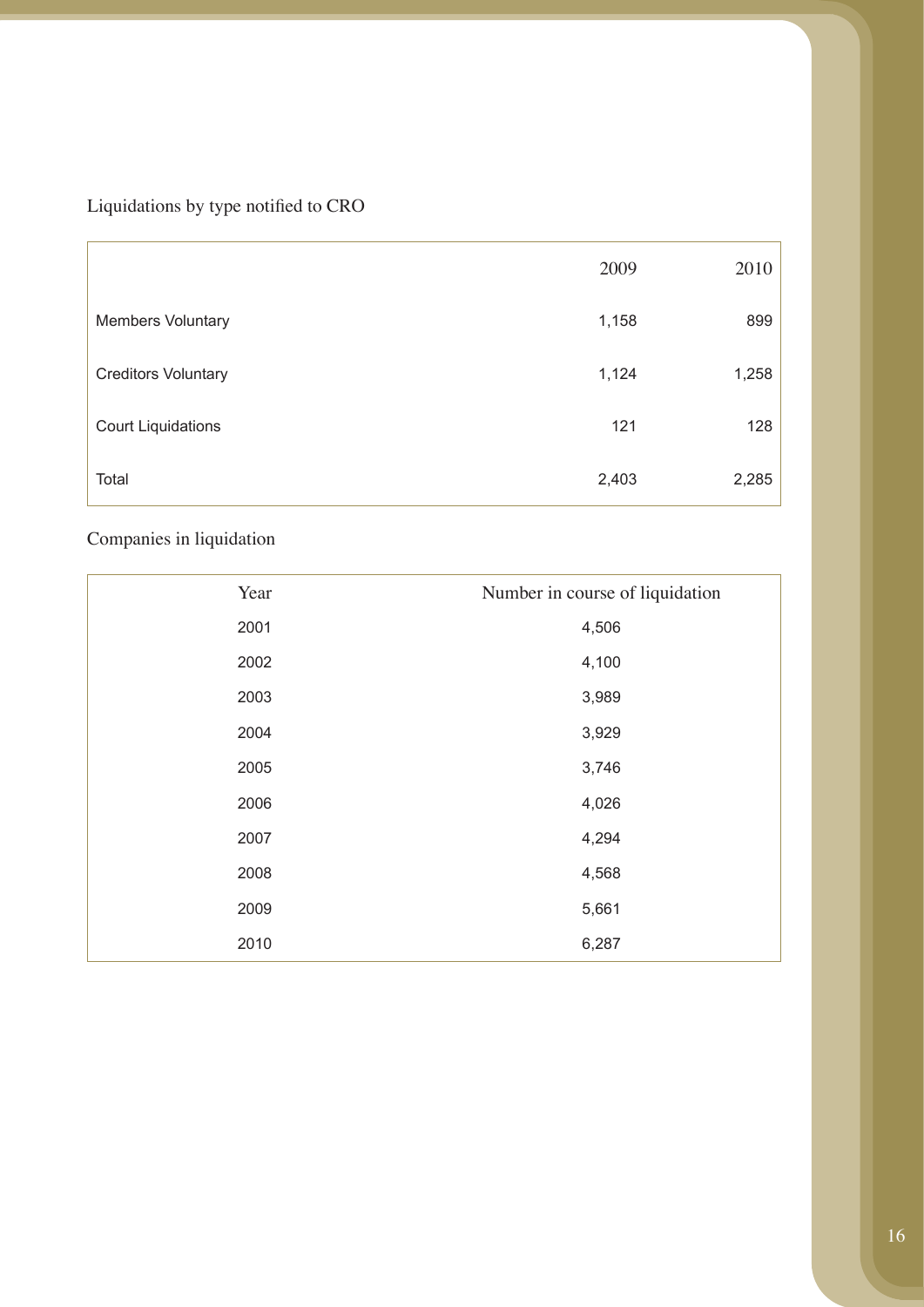Liquidations by type notified to CRO

| | 2009 | 2010 |
|---|---|---|
| Members Voluntary | 1,158 | 899 |
| Creditors Voluntary | 1,124 | 1,258 |
| Court Liquidations | 121 | 128 |
| Total | 2,403 | 2,285 |

Companies in liquidation

| Year | Number in course of liquidation |
|---|---|
| 2001 | 4,506 |
| 2002 | 4,100 |
| 2003 | 3,989 |
| 2004 | 3,929 |
| 2005 | 3,746 |
| 2006 | 4,026 |
| 2007 | 4,294 |
| 2008 | 4,568 |
| 2009 | 5,661 |
| 2010 | 6,287 |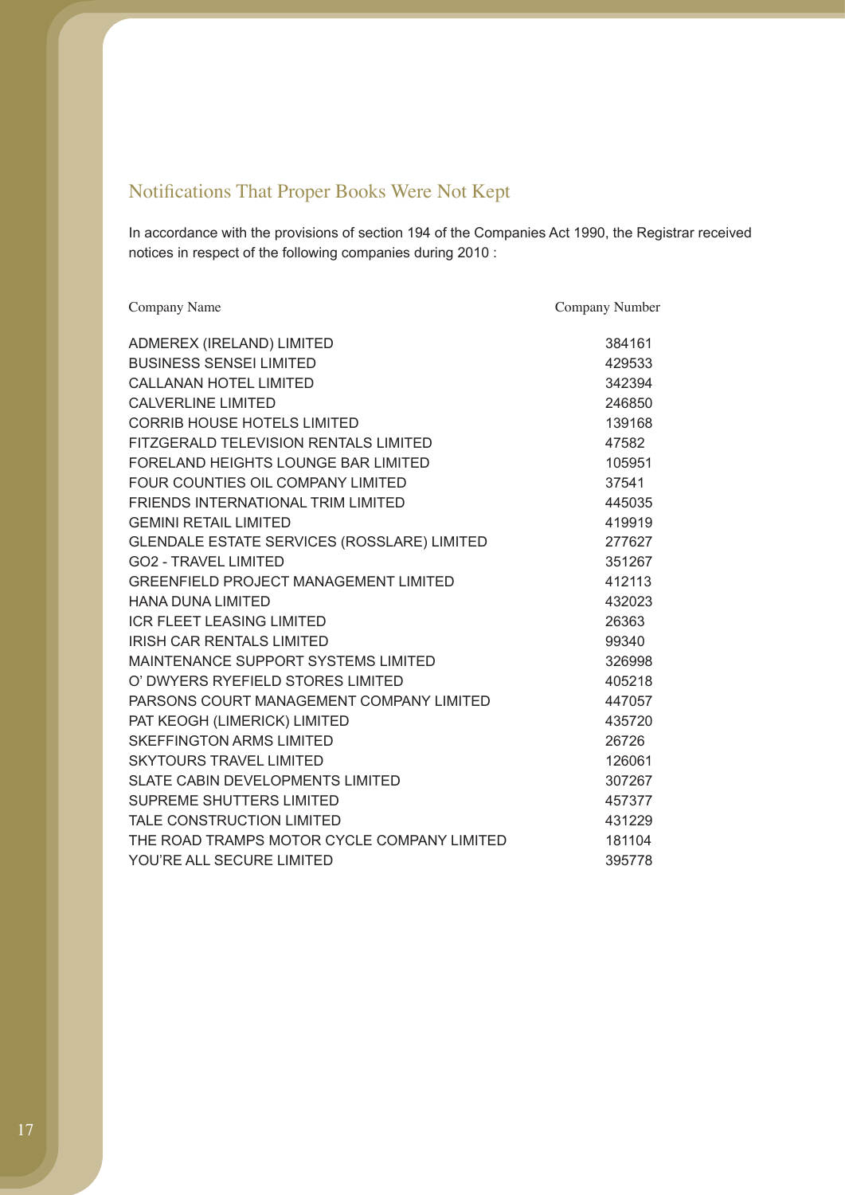## Notifications That Proper Books Were Not Kept

In accordance with the provisions of section 194 of the Companies Act 1990, the Registrar received notices in respect of the following companies during 2010 :

| Company Name | Company Number |
|---|---|
| ADMEREX (IRELAND) LIMITED | 384161 |
| BUSINESS SENSEI LIMITED | 429533 |
| CALLANAN HOTEL LIMITED | 342394 |
| CALVERLINE LIMITED | 246850 |
| CORRIB HOUSE HOTELS LIMITED | 139168 |
| FITZGERALD TELEVISION RENTALS LIMITED | 47582 |
| FORELAND HEIGHTS LOUNGE BAR LIMITED | 105951 |
| FOUR COUNTIES OIL COMPANY LIMITED | 37541 |
| FRIENDS INTERNATIONAL TRIM LIMITED | 445035 |
| GEMINI RETAIL LIMITED | 419919 |
| GLENDALE ESTATE SERVICES (ROSSLARE) LIMITED | 277627 |
| GO2 - TRAVEL LIMITED | 351267 |
| GREENFIELD PROJECT MANAGEMENT LIMITED | 412113 |
| HANA DUNA LIMITED | 432023 |
| ICR FLEET LEASING LIMITED | 26363 |
| IRISH CAR RENTALS LIMITED | 99340 |
| MAINTENANCE SUPPORT SYSTEMS LIMITED | 326998 |
| O' DWYERS RYEFIELD STORES LIMITED | 405218 |
| PARSONS COURT MANAGEMENT COMPANY LIMITED | 447057 |
| PAT KEOGH (LIMERICK) LIMITED | 435720 |
| SKEFFINGTON ARMS LIMITED | 26726 |
| SKYTOURS TRAVEL LIMITED | 126061 |
| SLATE CABIN DEVELOPMENTS LIMITED | 307267 |
| SUPREME SHUTTERS LIMITED | 457377 |
| TALE CONSTRUCTION LIMITED | 431229 |
| THE ROAD TRAMPS MOTOR CYCLE COMPANY LIMITED | 181104 |
| YOU'RE ALL SECURE LIMITED | 395778 |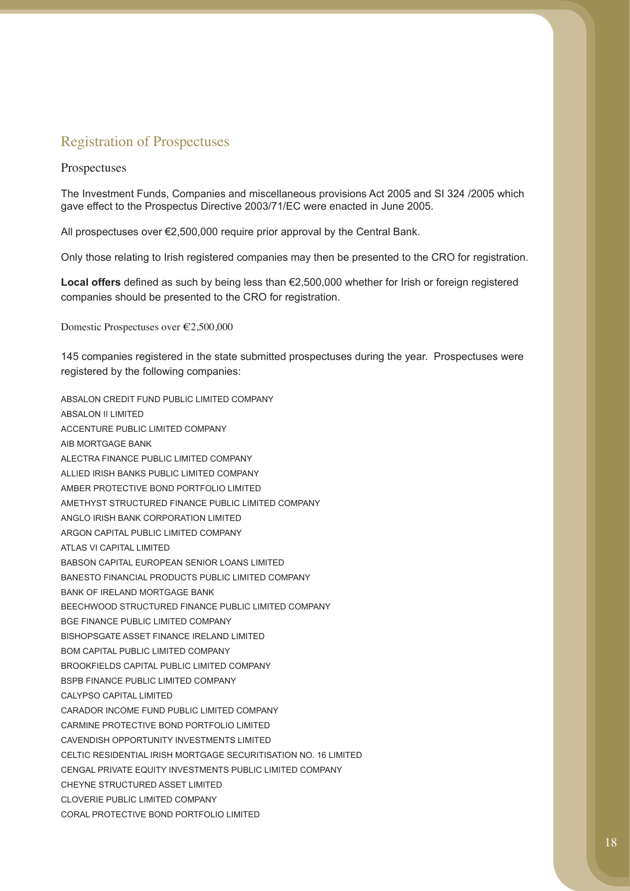## Registration of Prospectuses

### Prospectuses

The Investment Funds, Companies and miscellaneous provisions Act 2005 and SI 324 /2005 which gave effect to the Prospectus Directive 2003/71/EC were enacted in June 2005.

All prospectuses over €2,500,000 require prior approval by the Central Bank.

Only those relating to Irish registered companies may then be presented to the CRO for registration.

**Local offers** defined as such by being less than €2,500,000 whether for Irish or foreign registered companies should be presented to the CRO for registration.

#### Domestic Prospectuses over €2,500,000

145 companies registered in the state submitted prospectuses during the year. Prospectuses were registered by the following companies:

ABSALON CREDIT FUND PUBLIC LIMITED COMPANY
ABSALON II LIMITED
ACCENTURE PUBLIC LIMITED COMPANY
AIB MORTGAGE BANK
ALECTRA FINANCE PUBLIC LIMITED COMPANY
ALLIED IRISH BANKS PUBLIC LIMITED COMPANY
AMBER PROTECTIVE BOND PORTFOLIO LIMITED
AMETHYST STRUCTURED FINANCE PUBLIC LIMITED COMPANY
ANGLO IRISH BANK CORPORATION LIMITED
ARGON CAPITAL PUBLIC LIMITED COMPANY
ATLAS VI CAPITAL LIMITED
BABSON CAPITAL EUROPEAN SENIOR LOANS LIMITED
BANESTO FINANCIAL PRODUCTS PUBLIC LIMITED COMPANY
BANK OF IRELAND MORTGAGE BANK
BEECHWOOD STRUCTURED FINANCE PUBLIC LIMITED COMPANY
BGE FINANCE PUBLIC LIMITED COMPANY
BISHOPSGATE ASSET FINANCE IRELAND LIMITED
BOM CAPITAL PUBLIC LIMITED COMPANY
BROOKFIELDS CAPITAL PUBLIC LIMITED COMPANY
BSPB FINANCE PUBLIC LIMITED COMPANY
CALYPSO CAPITAL LIMITED
CARADOR INCOME FUND PUBLIC LIMITED COMPANY
CARMINE PROTECTIVE BOND PORTFOLIO LIMITED
CAVENDISH OPPORTUNITY INVESTMENTS LIMITED
CELTIC RESIDENTIAL IRISH MORTGAGE SECURITISATION NO. 16 LIMITED
CENGAL PRIVATE EQUITY INVESTMENTS PUBLIC LIMITED COMPANY
CHEYNE STRUCTURED ASSET LIMITED
CLOVERIE PUBLIC LIMITED COMPANY
CORAL PROTECTIVE BOND PORTFOLIO LIMITED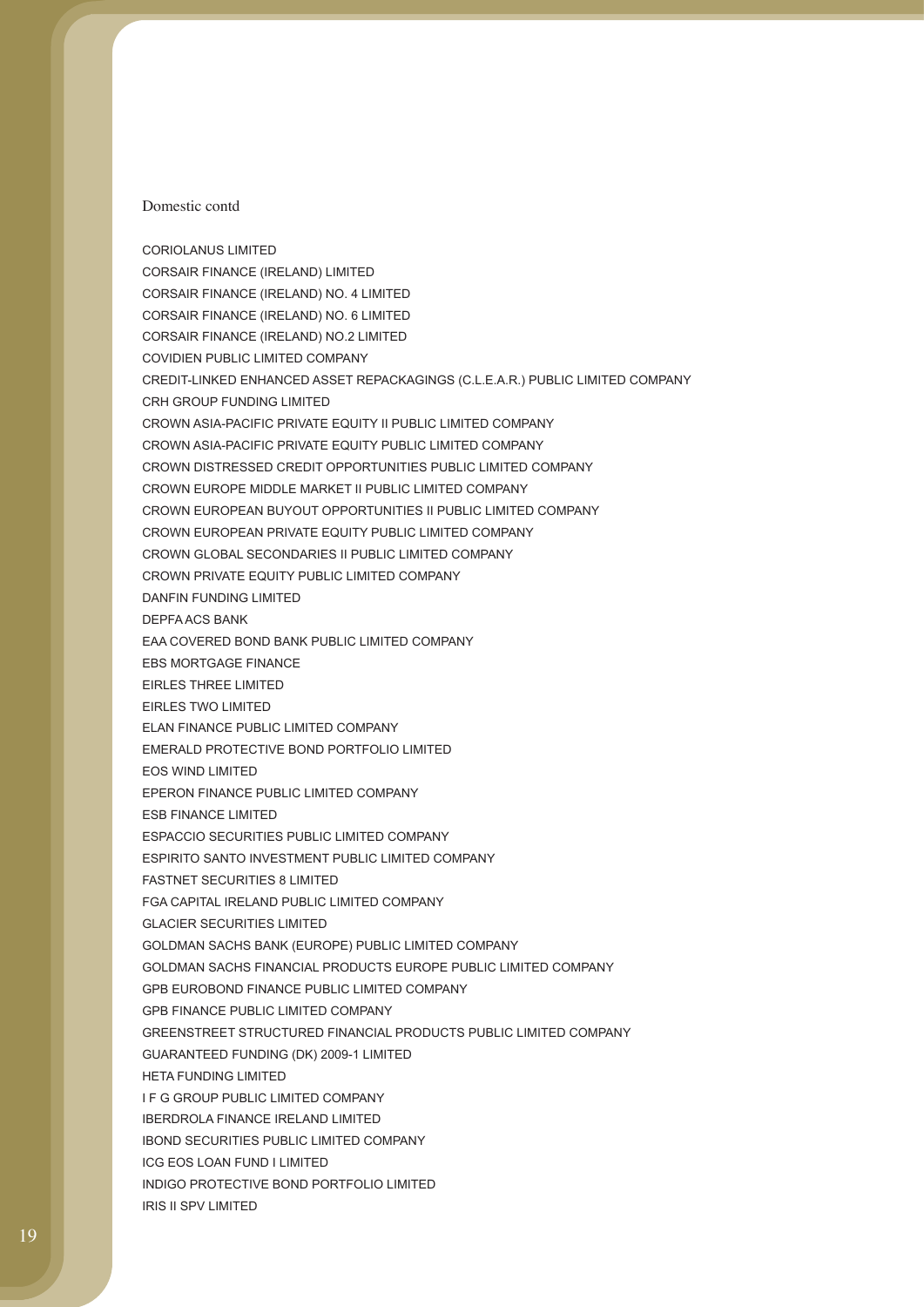Domestic contd

CORIOLANUS LIMITED
CORSAIR FINANCE (IRELAND) LIMITED
CORSAIR FINANCE (IRELAND) NO. 4 LIMITED
CORSAIR FINANCE (IRELAND) NO. 6 LIMITED
CORSAIR FINANCE (IRELAND) NO.2 LIMITED
COVIDIEN PUBLIC LIMITED COMPANY
CREDIT-LINKED ENHANCED ASSET REPACKAGINGS (C.L.E.A.R.) PUBLIC LIMITED COMPANY
CRH GROUP FUNDING LIMITED
CROWN ASIA-PACIFIC PRIVATE EQUITY II PUBLIC LIMITED COMPANY
CROWN ASIA-PACIFIC PRIVATE EQUITY PUBLIC LIMITED COMPANY
CROWN DISTRESSED CREDIT OPPORTUNITIES PUBLIC LIMITED COMPANY
CROWN EUROPE MIDDLE MARKET II PUBLIC LIMITED COMPANY
CROWN EUROPEAN BUYOUT OPPORTUNITIES II PUBLIC LIMITED COMPANY
CROWN EUROPEAN PRIVATE EQUITY PUBLIC LIMITED COMPANY
CROWN GLOBAL SECONDARIES II PUBLIC LIMITED COMPANY
CROWN PRIVATE EQUITY PUBLIC LIMITED COMPANY
DANFIN FUNDING LIMITED
DEPFA ACS BANK
EAA COVERED BOND BANK PUBLIC LIMITED COMPANY
EBS MORTGAGE FINANCE
EIRLES THREE LIMITED
EIRLES TWO LIMITED
ELAN FINANCE PUBLIC LIMITED COMPANY
EMERALD PROTECTIVE BOND PORTFOLIO LIMITED
EOS WIND LIMITED
EPERON FINANCE PUBLIC LIMITED COMPANY
ESB FINANCE LIMITED
ESPACCIO SECURITIES PUBLIC LIMITED COMPANY
ESPIRITO SANTO INVESTMENT PUBLIC LIMITED COMPANY
FASTNET SECURITIES 8 LIMITED
FGA CAPITAL IRELAND PUBLIC LIMITED COMPANY
GLACIER SECURITIES LIMITED
GOLDMAN SACHS BANK (EUROPE) PUBLIC LIMITED COMPANY
GOLDMAN SACHS FINANCIAL PRODUCTS EUROPE PUBLIC LIMITED COMPANY
GPB EUROBOND FINANCE PUBLIC LIMITED COMPANY
GPB FINANCE PUBLIC LIMITED COMPANY
GREENSTREET STRUCTURED FINANCIAL PRODUCTS PUBLIC LIMITED COMPANY
GUARANTEED FUNDING (DK) 2009-1 LIMITED
HETA FUNDING LIMITED
I F G GROUP PUBLIC LIMITED COMPANY
IBERDROLA FINANCE IRELAND LIMITED
IBOND SECURITIES PUBLIC LIMITED COMPANY
ICG EOS LOAN FUND I LIMITED
INDIGO PROTECTIVE BOND PORTFOLIO LIMITED
IRIS II SPV LIMITED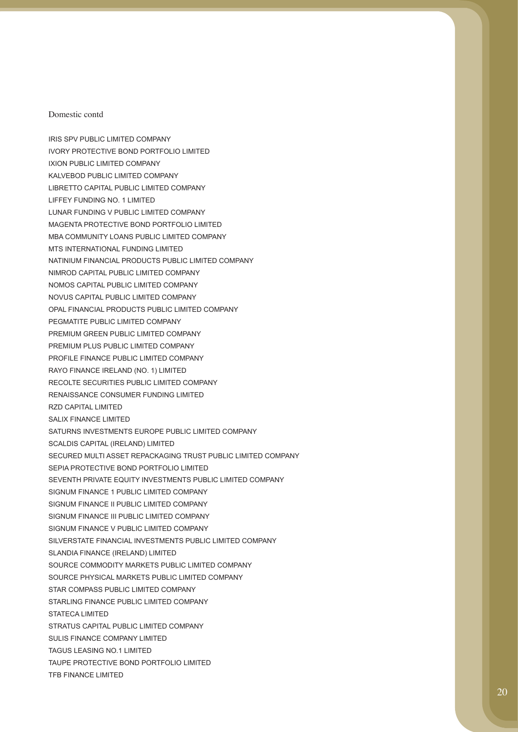Domestic contd

IRIS SPV PUBLIC LIMITED COMPANY
IVORY PROTECTIVE BOND PORTFOLIO LIMITED
IXION PUBLIC LIMITED COMPANY
KALVEBOD PUBLIC LIMITED COMPANY
LIBRETTO CAPITAL PUBLIC LIMITED COMPANY
LIFFEY FUNDING NO. 1 LIMITED
LUNAR FUNDING V PUBLIC LIMITED COMPANY
MAGENTA PROTECTIVE BOND PORTFOLIO LIMITED
MBA COMMUNITY LOANS PUBLIC LIMITED COMPANY
MTS INTERNATIONAL FUNDING LIMITED
NATINIUM FINANCIAL PRODUCTS PUBLIC LIMITED COMPANY
NIMROD CAPITAL PUBLIC LIMITED COMPANY
NOMOS CAPITAL PUBLIC LIMITED COMPANY
NOVUS CAPITAL PUBLIC LIMITED COMPANY
OPAL FINANCIAL PRODUCTS PUBLIC LIMITED COMPANY
PEGMATITE PUBLIC LIMITED COMPANY
PREMIUM GREEN PUBLIC LIMITED COMPANY
PREMIUM PLUS PUBLIC LIMITED COMPANY
PROFILE FINANCE PUBLIC LIMITED COMPANY
RAYO FINANCE IRELAND (NO. 1) LIMITED
RECOLTE SECURITIES PUBLIC LIMITED COMPANY
RENAISSANCE CONSUMER FUNDING LIMITED
RZD CAPITAL LIMITED
SALIX FINANCE LIMITED
SATURNS INVESTMENTS EUROPE PUBLIC LIMITED COMPANY
SCALDIS CAPITAL (IRELAND) LIMITED
SECURED MULTI ASSET REPACKAGING TRUST PUBLIC LIMITED COMPANY
SEPIA PROTECTIVE BOND PORTFOLIO LIMITED
SEVENTH PRIVATE EQUITY INVESTMENTS PUBLIC LIMITED COMPANY
SIGNUM FINANCE 1 PUBLIC LIMITED COMPANY
SIGNUM FINANCE II PUBLIC LIMITED COMPANY
SIGNUM FINANCE III PUBLIC LIMITED COMPANY
SIGNUM FINANCE V PUBLIC LIMITED COMPANY
SILVERSTATE FINANCIAL INVESTMENTS PUBLIC LIMITED COMPANY
SLANDIA FINANCE (IRELAND) LIMITED
SOURCE COMMODITY MARKETS PUBLIC LIMITED COMPANY
SOURCE PHYSICAL MARKETS PUBLIC LIMITED COMPANY
STAR COMPASS PUBLIC LIMITED COMPANY
STARLING FINANCE PUBLIC LIMITED COMPANY
STATECA LIMITED
STRATUS CAPITAL PUBLIC LIMITED COMPANY
SULIS FINANCE COMPANY LIMITED
TAGUS LEASING NO.1 LIMITED
TAUPE PROTECTIVE BOND PORTFOLIO LIMITED
TFB FINANCE LIMITED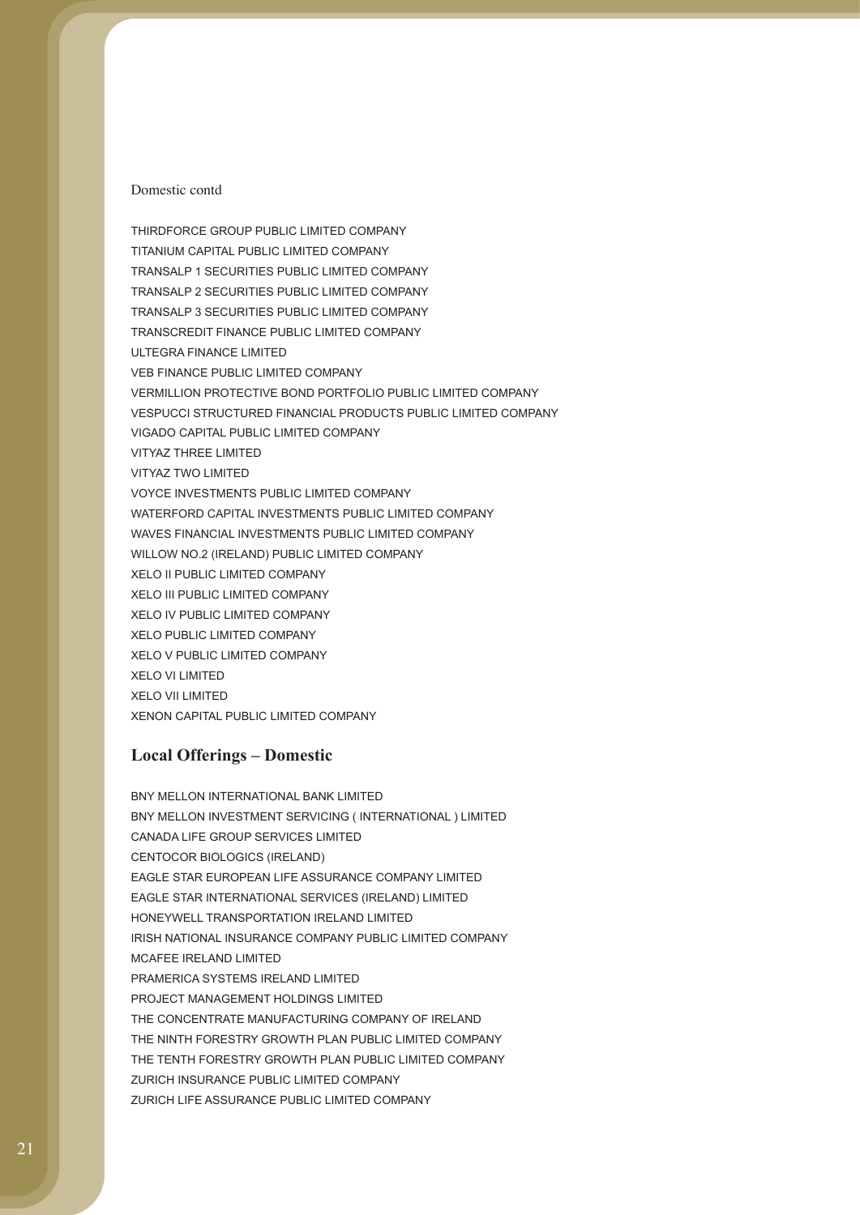Domestic contd

THIRDFORCE GROUP PUBLIC LIMITED COMPANY
TITANIUM CAPITAL PUBLIC LIMITED COMPANY
TRANSALP 1 SECURITIES PUBLIC LIMITED COMPANY
TRANSALP 2 SECURITIES PUBLIC LIMITED COMPANY
TRANSALP 3 SECURITIES PUBLIC LIMITED COMPANY
TRANSCREDIT FINANCE PUBLIC LIMITED COMPANY
ULTEGRA FINANCE LIMITED
VEB FINANCE PUBLIC LIMITED COMPANY
VERMILLION PROTECTIVE BOND PORTFOLIO PUBLIC LIMITED COMPANY
VESPUCCI STRUCTURED FINANCIAL PRODUCTS PUBLIC LIMITED COMPANY
VIGADO CAPITAL PUBLIC LIMITED COMPANY
VITYAZ THREE LIMITED
VITYAZ TWO LIMITED
VOYCE INVESTMENTS PUBLIC LIMITED COMPANY
WATERFORD CAPITAL INVESTMENTS PUBLIC LIMITED COMPANY
WAVES FINANCIAL INVESTMENTS PUBLIC LIMITED COMPANY
WILLOW NO.2 (IRELAND) PUBLIC LIMITED COMPANY
XELO II PUBLIC LIMITED COMPANY
XELO III PUBLIC LIMITED COMPANY
XELO IV PUBLIC LIMITED COMPANY
XELO PUBLIC LIMITED COMPANY
XELO V PUBLIC LIMITED COMPANY
XELO VI LIMITED
XELO VII LIMITED
XENON CAPITAL PUBLIC LIMITED COMPANY

## Local Offerings – Domestic

BNY MELLON INTERNATIONAL BANK LIMITED
BNY MELLON INVESTMENT SERVICING ( INTERNATIONAL ) LIMITED
CANADA LIFE GROUP SERVICES LIMITED
CENTOCOR BIOLOGICS (IRELAND)
EAGLE STAR EUROPEAN LIFE ASSURANCE COMPANY LIMITED
EAGLE STAR INTERNATIONAL SERVICES (IRELAND) LIMITED
HONEYWELL TRANSPORTATION IRELAND LIMITED
IRISH NATIONAL INSURANCE COMPANY PUBLIC LIMITED COMPANY
MCAFEE IRELAND LIMITED
PRAMERICA SYSTEMS IRELAND LIMITED
PROJECT MANAGEMENT HOLDINGS LIMITED
THE CONCENTRATE MANUFACTURING COMPANY OF IRELAND
THE NINTH FORESTRY GROWTH PLAN PUBLIC LIMITED COMPANY
THE TENTH FORESTRY GROWTH PLAN PUBLIC LIMITED COMPANY
ZURICH INSURANCE PUBLIC LIMITED COMPANY
ZURICH LIFE ASSURANCE PUBLIC LIMITED COMPANY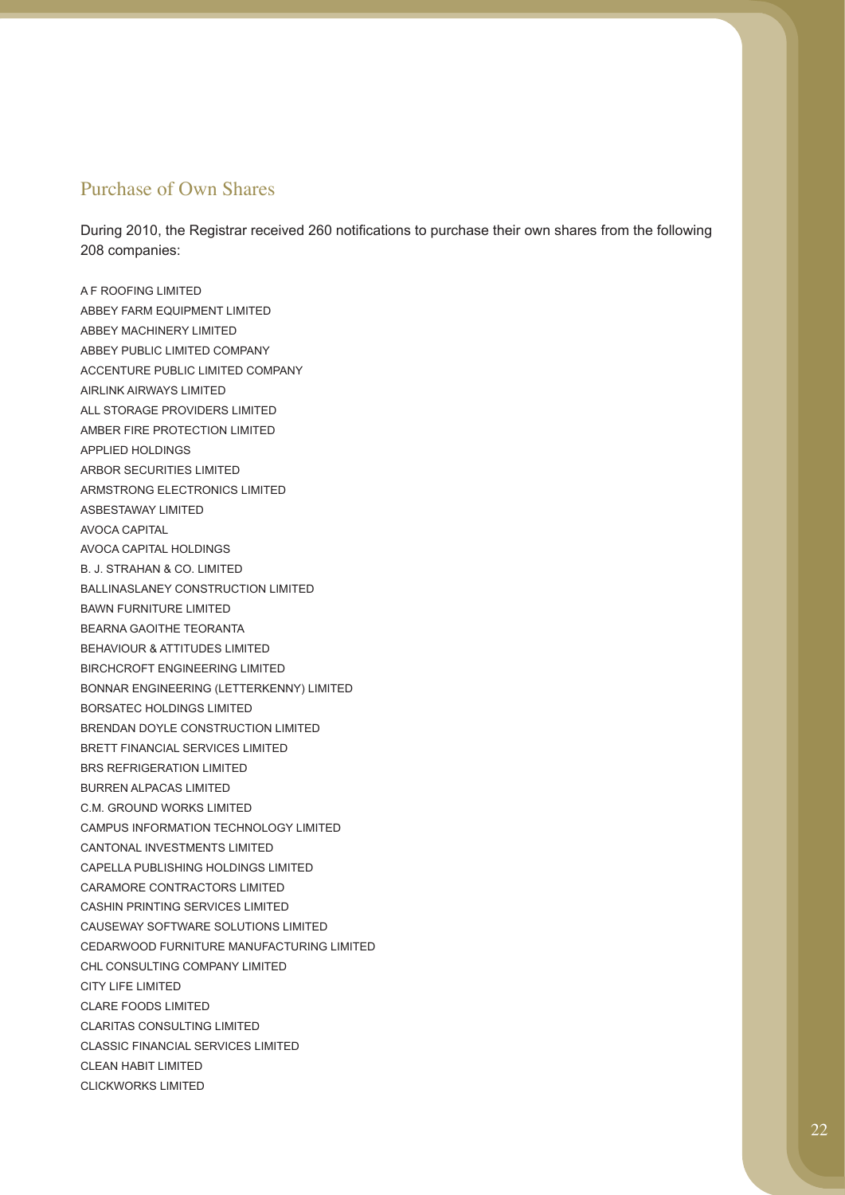## Purchase of Own Shares

During 2010, the Registrar received 260 notifications to purchase their own shares from the following 208 companies:

A F ROOFING LIMITED
ABBEY FARM EQUIPMENT LIMITED
ABBEY MACHINERY LIMITED
ABBEY PUBLIC LIMITED COMPANY
ACCENTURE PUBLIC LIMITED COMPANY
AIRLINK AIRWAYS LIMITED
ALL STORAGE PROVIDERS LIMITED
AMBER FIRE PROTECTION LIMITED
APPLIED HOLDINGS
ARBOR SECURITIES LIMITED
ARMSTRONG ELECTRONICS LIMITED
ASBESTAWAY LIMITED
AVOCA CAPITAL
AVOCA CAPITAL HOLDINGS
B. J. STRAHAN & CO. LIMITED
BALLINASLANEY CONSTRUCTION LIMITED
BAWN FURNITURE LIMITED
BEARNA GAOITHE TEORANTA
BEHAVIOUR & ATTITUDES LIMITED
BIRCHCROFT ENGINEERING LIMITED
BONNAR ENGINEERING (LETTERKENNY) LIMITED
BORSATEC HOLDINGS LIMITED
BRENDAN DOYLE CONSTRUCTION LIMITED
BRETT FINANCIAL SERVICES LIMITED
BRS REFRIGERATION LIMITED
BURREN ALPACAS LIMITED
C.M. GROUND WORKS LIMITED
CAMPUS INFORMATION TECHNOLOGY LIMITED
CANTONAL INVESTMENTS LIMITED
CAPELLA PUBLISHING HOLDINGS LIMITED
CARAMORE CONTRACTORS LIMITED
CASHIN PRINTING SERVICES LIMITED
CAUSEWAY SOFTWARE SOLUTIONS LIMITED
CEDARWOOD FURNITURE MANUFACTURING LIMITED
CHL CONSULTING COMPANY LIMITED
CITY LIFE LIMITED
CLARE FOODS LIMITED
CLARITAS CONSULTING LIMITED
CLASSIC FINANCIAL SERVICES LIMITED
CLEAN HABIT LIMITED
CLICKWORKS LIMITED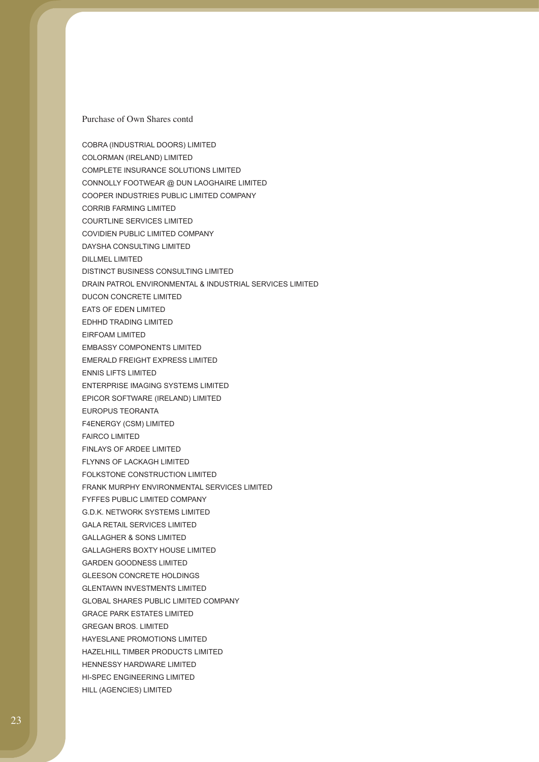Purchase of Own Shares contd

COBRA (INDUSTRIAL DOORS) LIMITED
COLORMAN (IRELAND) LIMITED
COMPLETE INSURANCE SOLUTIONS LIMITED
CONNOLLY FOOTWEAR @ DUN LAOGHAIRE LIMITED
COOPER INDUSTRIES PUBLIC LIMITED COMPANY
CORRIB FARMING LIMITED
COURTLINE SERVICES LIMITED
COVIDIEN PUBLIC LIMITED COMPANY
DAYSHA CONSULTING LIMITED
DILLMEL LIMITED
DISTINCT BUSINESS CONSULTING LIMITED
DRAIN PATROL ENVIRONMENTAL & INDUSTRIAL SERVICES LIMITED
DUCON CONCRETE LIMITED
EATS OF EDEN LIMITED
EDHHD TRADING LIMITED
EIRFOAM LIMITED
EMBASSY COMPONENTS LIMITED
EMERALD FREIGHT EXPRESS LIMITED
ENNIS LIFTS LIMITED
ENTERPRISE IMAGING SYSTEMS LIMITED
EPICOR SOFTWARE (IRELAND) LIMITED
EUROPUS TEORANTA
F4ENERGY (CSM) LIMITED
FAIRCO LIMITED
FINLAYS OF ARDEE LIMITED
FLYNNS OF LACKAGH LIMITED
FOLKSTONE CONSTRUCTION LIMITED
FRANK MURPHY ENVIRONMENTAL SERVICES LIMITED
FYFFES PUBLIC LIMITED COMPANY
G.D.K. NETWORK SYSTEMS LIMITED
GALA RETAIL SERVICES LIMITED
GALLAGHER & SONS LIMITED
GALLAGHERS BOXTY HOUSE LIMITED
GARDEN GOODNESS LIMITED
GLEESON CONCRETE HOLDINGS
GLENTAWN INVESTMENTS LIMITED
GLOBAL SHARES PUBLIC LIMITED COMPANY
GRACE PARK ESTATES LIMITED
GREGAN BROS. LIMITED
HAYESLANE PROMOTIONS LIMITED
HAZELHILL TIMBER PRODUCTS LIMITED
HENNESSY HARDWARE LIMITED
HI-SPEC ENGINEERING LIMITED
HILL (AGENCIES) LIMITED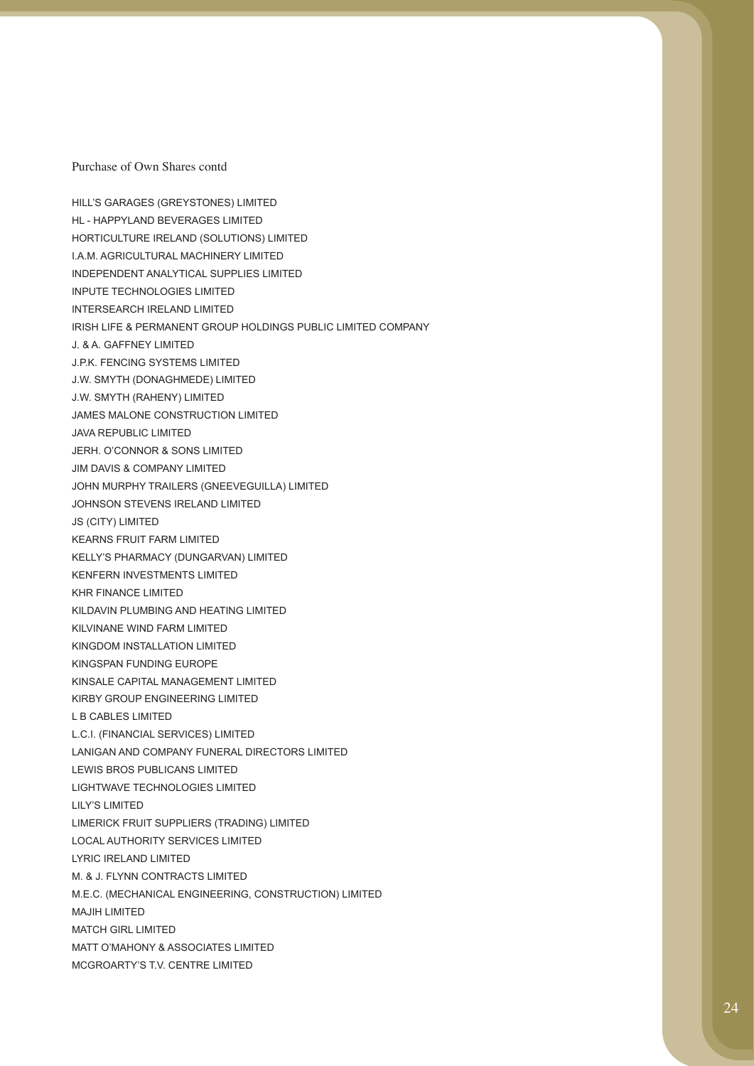Purchase of Own Shares contd

HILL'S GARAGES (GREYSTONES) LIMITED
HL - HAPPYLAND BEVERAGES LIMITED
HORTICULTURE IRELAND (SOLUTIONS) LIMITED
I.A.M. AGRICULTURAL MACHINERY LIMITED
INDEPENDENT ANALYTICAL SUPPLIES LIMITED
INPUTE TECHNOLOGIES LIMITED
INTERSEARCH IRELAND LIMITED
IRISH LIFE & PERMANENT GROUP HOLDINGS PUBLIC LIMITED COMPANY
J. & A. GAFFNEY LIMITED
J.P.K. FENCING SYSTEMS LIMITED
J.W. SMYTH (DONAGHMEDE) LIMITED
J.W. SMYTH (RAHENY) LIMITED
JAMES MALONE CONSTRUCTION LIMITED
JAVA REPUBLIC LIMITED
JERH. O'CONNOR & SONS LIMITED
JIM DAVIS & COMPANY LIMITED
JOHN MURPHY TRAILERS (GNEEVEGUILLA) LIMITED
JOHNSON STEVENS IRELAND LIMITED
JS (CITY) LIMITED
KEARNS FRUIT FARM LIMITED
KELLY'S PHARMACY (DUNGARVAN) LIMITED
KENFERN INVESTMENTS LIMITED
KHR FINANCE LIMITED
KILDAVIN PLUMBING AND HEATING LIMITED
KILVINANE WIND FARM LIMITED
KINGDOM INSTALLATION LIMITED
KINGSPAN FUNDING EUROPE
KINSALE CAPITAL MANAGEMENT LIMITED
KIRBY GROUP ENGINEERING LIMITED
L B CABLES LIMITED
L.C.I. (FINANCIAL SERVICES) LIMITED
LANIGAN AND COMPANY FUNERAL DIRECTORS LIMITED
LEWIS BROS PUBLICANS LIMITED
LIGHTWAVE TECHNOLOGIES LIMITED
LILY'S LIMITED
LIMERICK FRUIT SUPPLIERS (TRADING) LIMITED
LOCAL AUTHORITY SERVICES LIMITED
LYRIC IRELAND LIMITED
M. & J. FLYNN CONTRACTS LIMITED
M.E.C. (MECHANICAL ENGINEERING, CONSTRUCTION) LIMITED
MAJIH LIMITED
MATCH GIRL LIMITED
MATT O'MAHONY & ASSOCIATES LIMITED
MCGROARTY'S T.V. CENTRE LIMITED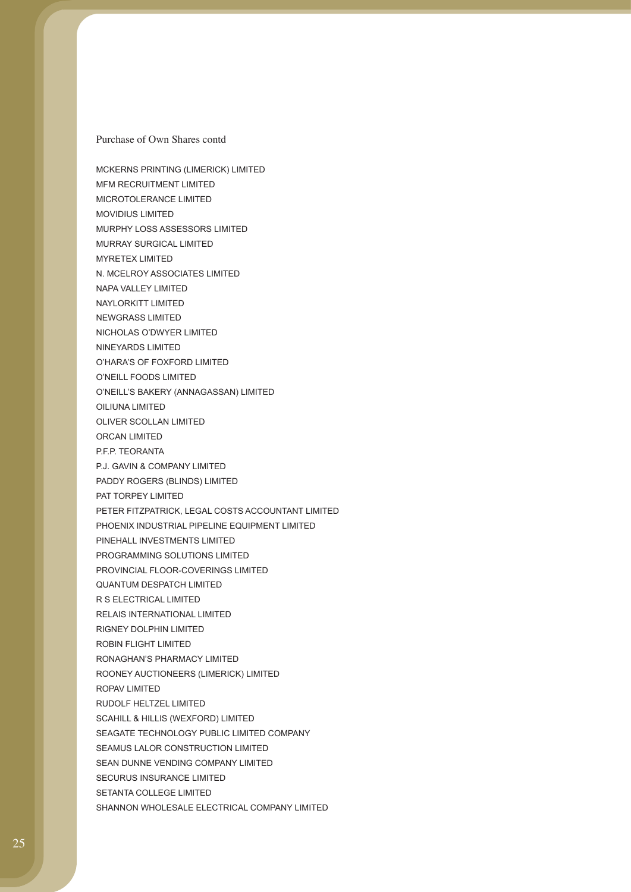Purchase of Own Shares contd

MCKERNS PRINTING (LIMERICK) LIMITED
MFM RECRUITMENT LIMITED
MICROTOLERANCE LIMITED
MOVIDIUS LIMITED
MURPHY LOSS ASSESSORS LIMITED
MURRAY SURGICAL LIMITED
MYRETEX LIMITED
N. MCELROY ASSOCIATES LIMITED
NAPA VALLEY LIMITED
NAYLORKITT LIMITED
NEWGRASS LIMITED
NICHOLAS O'DWYER LIMITED
NINEYARDS LIMITED
O'HARA'S OF FOXFORD LIMITED
O'NEILL FOODS LIMITED
O'NEILL'S BAKERY (ANNAGASSAN) LIMITED
OILIUNA LIMITED
OLIVER SCOLLAN LIMITED
ORCAN LIMITED
P.F.P. TEORANTA
P.J. GAVIN & COMPANY LIMITED
PADDY ROGERS (BLINDS) LIMITED
PAT TORPEY LIMITED
PETER FITZPATRICK, LEGAL COSTS ACCOUNTANT LIMITED
PHOENIX INDUSTRIAL PIPELINE EQUIPMENT LIMITED
PINEHALL INVESTMENTS LIMITED
PROGRAMMING SOLUTIONS LIMITED
PROVINCIAL FLOOR-COVERINGS LIMITED
QUANTUM DESPATCH LIMITED
R S ELECTRICAL LIMITED
RELAIS INTERNATIONAL LIMITED
RIGNEY DOLPHIN LIMITED
ROBIN FLIGHT LIMITED
RONAGHAN'S PHARMACY LIMITED
ROONEY AUCTIONEERS (LIMERICK) LIMITED
ROPAV LIMITED
RUDOLF HELTZEL LIMITED
SCAHILL & HILLIS (WEXFORD) LIMITED
SEAGATE TECHNOLOGY PUBLIC LIMITED COMPANY
SEAMUS LALOR CONSTRUCTION LIMITED
SEAN DUNNE VENDING COMPANY LIMITED
SECURUS INSURANCE LIMITED
SETANTA COLLEGE LIMITED
SHANNON WHOLESALE ELECTRICAL COMPANY LIMITED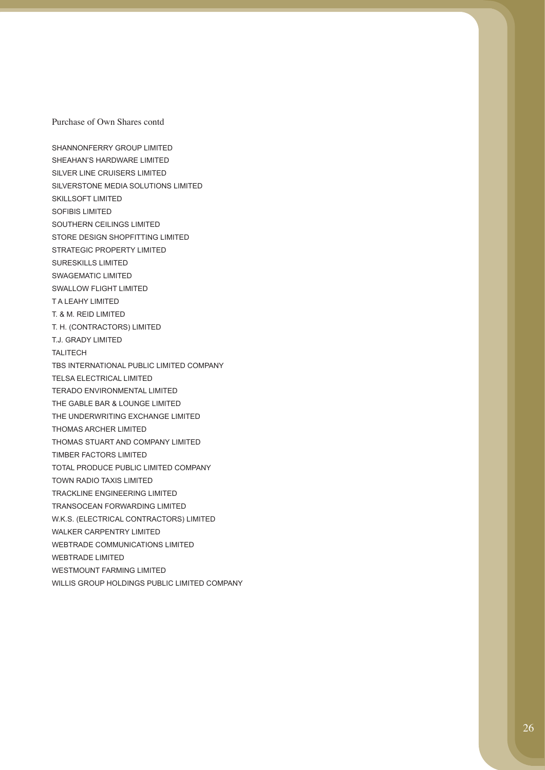Purchase of Own Shares contd

SHANNONFERRY GROUP LIMITED
SHEAHAN'S HARDWARE LIMITED
SILVER LINE CRUISERS LIMITED
SILVERSTONE MEDIA SOLUTIONS LIMITED
SKILLSOFT LIMITED
SOFIBIS LIMITED
SOUTHERN CEILINGS LIMITED
STORE DESIGN SHOPFITTING LIMITED
STRATEGIC PROPERTY LIMITED
SURESKILLS LIMITED
SWAGEMATIC LIMITED
SWALLOW FLIGHT LIMITED
T A LEAHY LIMITED
T. & M. REID LIMITED
T. H. (CONTRACTORS) LIMITED
T.J. GRADY LIMITED
TALITECH
TBS INTERNATIONAL PUBLIC LIMITED COMPANY
TELSA ELECTRICAL LIMITED
TERADO ENVIRONMENTAL LIMITED
THE GABLE BAR & LOUNGE LIMITED
THE UNDERWRITING EXCHANGE LIMITED
THOMAS ARCHER LIMITED
THOMAS STUART AND COMPANY LIMITED
TIMBER FACTORS LIMITED
TOTAL PRODUCE PUBLIC LIMITED COMPANY
TOWN RADIO TAXIS LIMITED
TRACKLINE ENGINEERING LIMITED
TRANSOCEAN FORWARDING LIMITED
W.K.S. (ELECTRICAL CONTRACTORS) LIMITED
WALKER CARPENTRY LIMITED
WEBTRADE COMMUNICATIONS LIMITED
WEBTRADE LIMITED
WESTMOUNT FARMING LIMITED
WILLIS GROUP HOLDINGS PUBLIC LIMITED COMPANY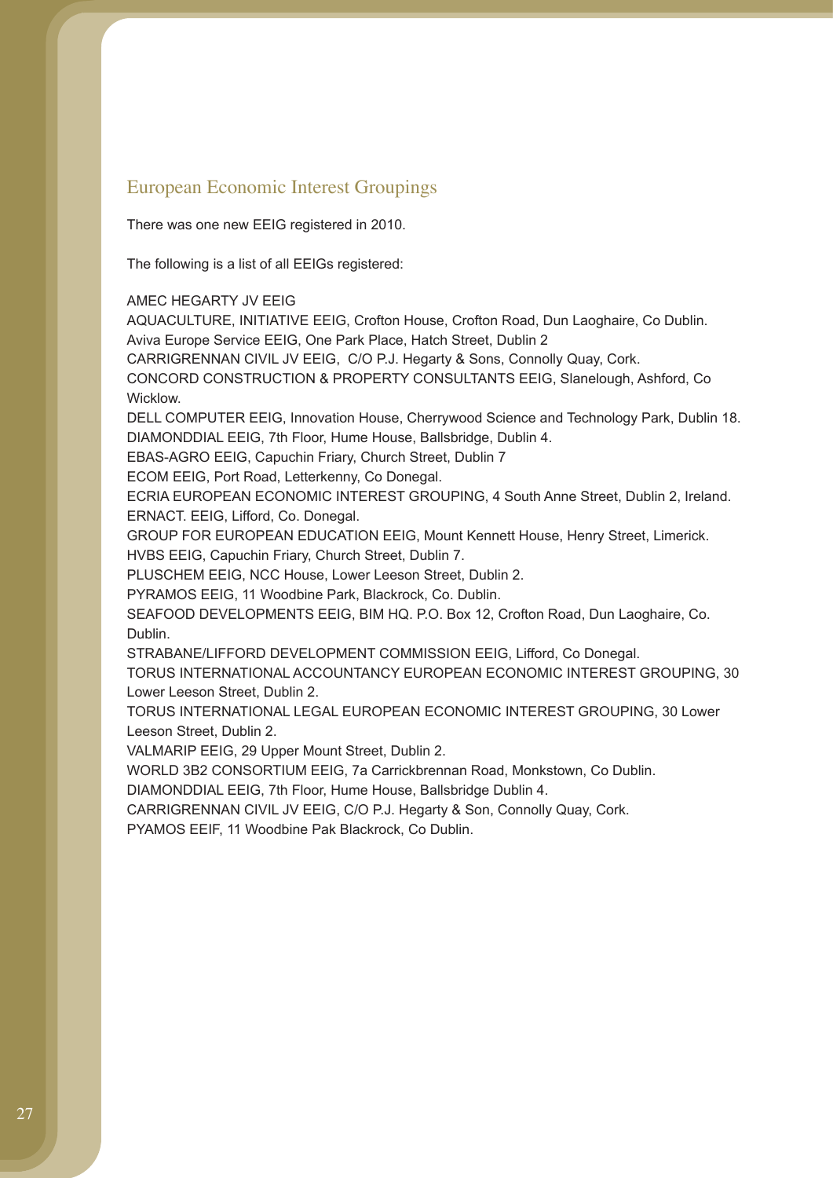## European Economic Interest Groupings

There was one new EEIG registered in 2010.

The following is a list of all EEIGs registered:

AMEC HEGARTY JV EEIG
AQUACULTURE, INITIATIVE EEIG, Crofton House, Crofton Road, Dun Laoghaire, Co Dublin.
Aviva Europe Service EEIG, One Park Place, Hatch Street, Dublin 2
CARRIGRENNAN CIVIL JV EEIG, C/O P.J. Hegarty & Sons, Connolly Quay, Cork.
CONCORD CONSTRUCTION & PROPERTY CONSULTANTS EEIG, Slanelough, Ashford, Co Wicklow.
DELL COMPUTER EEIG, Innovation House, Cherrywood Science and Technology Park, Dublin 18.
DIAMONDDIAL EEIG, 7th Floor, Hume House, Ballsbridge, Dublin 4.
EBAS-AGRO EEIG, Capuchin Friary, Church Street, Dublin 7
ECOM EEIG, Port Road, Letterkenny, Co Donegal.
ECRIA EUROPEAN ECONOMIC INTEREST GROUPING, 4 South Anne Street, Dublin 2, Ireland.
ERNACT. EEIG, Lifford, Co. Donegal.
GROUP FOR EUROPEAN EDUCATION EEIG, Mount Kennett House, Henry Street, Limerick.
HVBS EEIG, Capuchin Friary, Church Street, Dublin 7.
PLUSCHEM EEIG, NCC House, Lower Leeson Street, Dublin 2.
PYRAMOS EEIG, 11 Woodbine Park, Blackrock, Co. Dublin.
SEAFOOD DEVELOPMENTS EEIG, BIM HQ. P.O. Box 12, Crofton Road, Dun Laoghaire, Co. Dublin.
STRABANE/LIFFORD DEVELOPMENT COMMISSION EEIG, Lifford, Co Donegal.
TORUS INTERNATIONAL ACCOUNTANCY EUROPEAN ECONOMIC INTEREST GROUPING, 30 Lower Leeson Street, Dublin 2.
TORUS INTERNATIONAL LEGAL EUROPEAN ECONOMIC INTEREST GROUPING, 30 Lower Leeson Street, Dublin 2.
VALMARIP EEIG, 29 Upper Mount Street, Dublin 2.
WORLD 3B2 CONSORTIUM EEIG, 7a Carrickbrennan Road, Monkstown, Co Dublin.
DIAMONDDIAL EEIG, 7th Floor, Hume House, Ballsbridge Dublin 4.
CARRIGRENNAN CIVIL JV EEIG, C/O P.J. Hegarty & Son, Connolly Quay, Cork.
PYAMOS EEIF, 11 Woodbine Pak Blackrock, Co Dublin.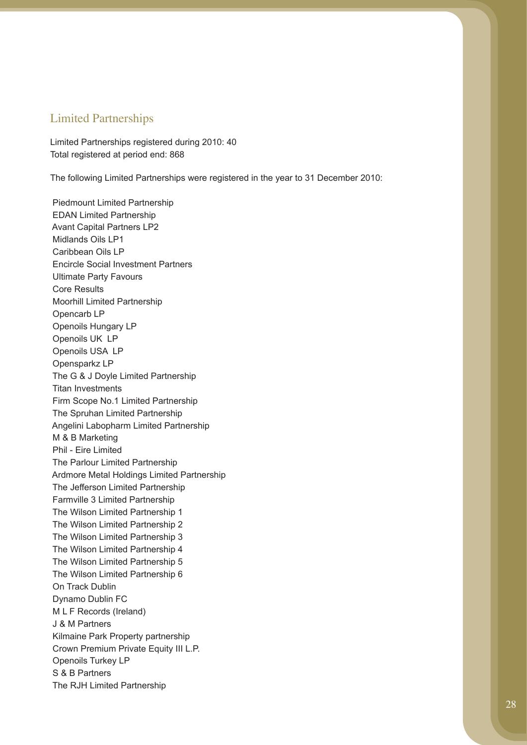## Limited Partnerships

Limited Partnerships registered during 2010: 40
Total registered at period end: 868

The following Limited Partnerships were registered in the year to 31 December 2010:

Piedmount Limited Partnership
EDAN Limited Partnership
Avant Capital Partners LP2
Midlands Oils LP1
Caribbean Oils LP
Encircle Social Investment Partners
Ultimate Party Favours
Core Results
Moorhill Limited Partnership
Opencarb LP
Openoils Hungary LP
Openoils UK LP
Openoils USA LP
Opensparkz LP
The G & J Doyle Limited Partnership
Titan Investments
Firm Scope No.1 Limited Partnership
The Spruhan Limited Partnership
Angelini Labopharm Limited Partnership
M & B Marketing
Phil - Eire Limited
The Parlour Limited Partnership
Ardmore Metal Holdings Limited Partnership
The Jefferson Limited Partnership
Farmville 3 Limited Partnership
The Wilson Limited Partnership 1
The Wilson Limited Partnership 2
The Wilson Limited Partnership 3
The Wilson Limited Partnership 4
The Wilson Limited Partnership 5
The Wilson Limited Partnership 6
On Track Dublin
Dynamo Dublin FC
M L F Records (Ireland)
J & M Partners
Kilmaine Park Property partnership
Crown Premium Private Equity III L.P.
Openoils Turkey LP
S & B Partners
The RJH Limited Partnership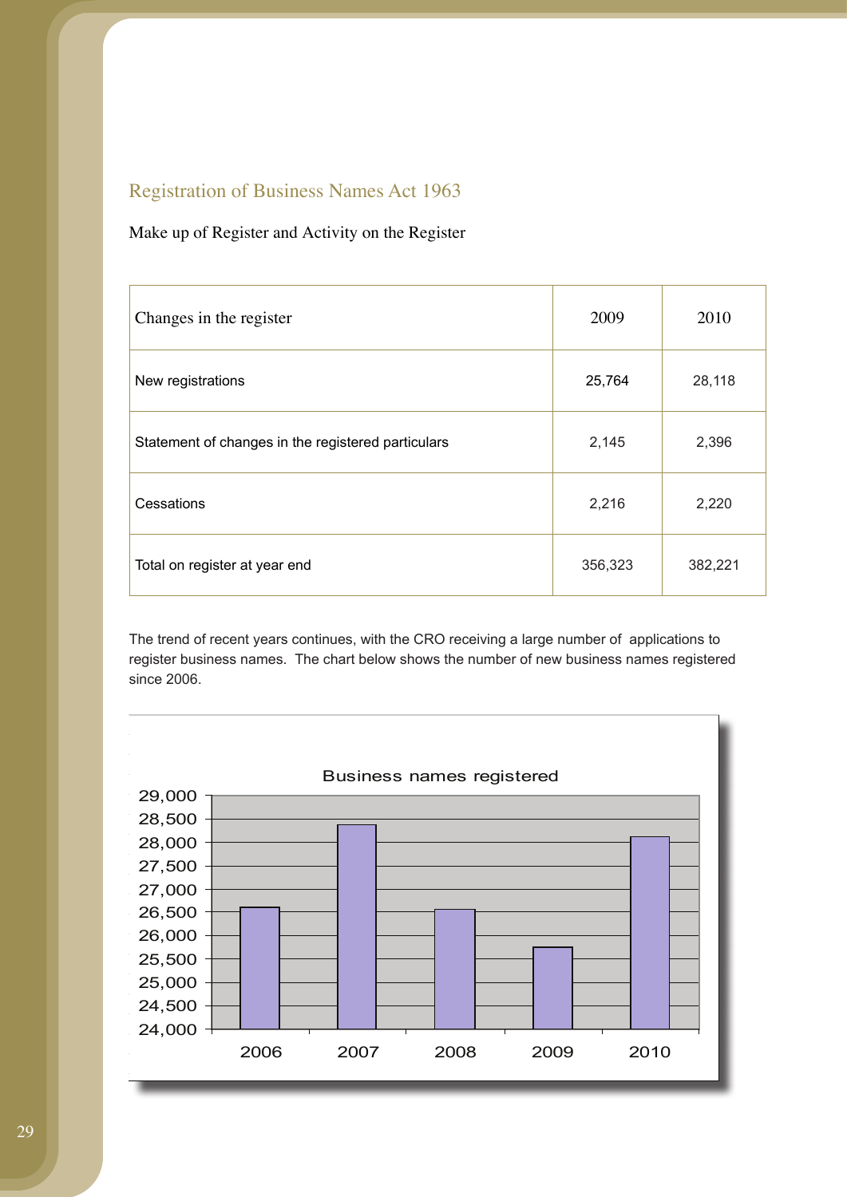## Registration of Business Names Act 1963

Make up of Register and Activity on the Register

| Changes in the register | 2009 | 2010 |
|---|---|---|
| New registrations | 25,764 | 28,118 |
| Statement of changes in the registered particulars | 2,145 | 2,396 |
| Cessations | 2,216 | 2,220 |
| Total on register at year end | 356,323 | 382,221 |

The trend of recent years continues, with the CRO receiving a large number of applications to register business names. The chart below shows the number of new business names registered since 2006.

Business names registered

| Year | Business names registered (approx.) |
|---|---|
| 2006 | 26,600 |
| 2007 | 28,400 |
| 2008 | 26,550 |
| 2009 | 25,764 |
| 2010 | 28,118 |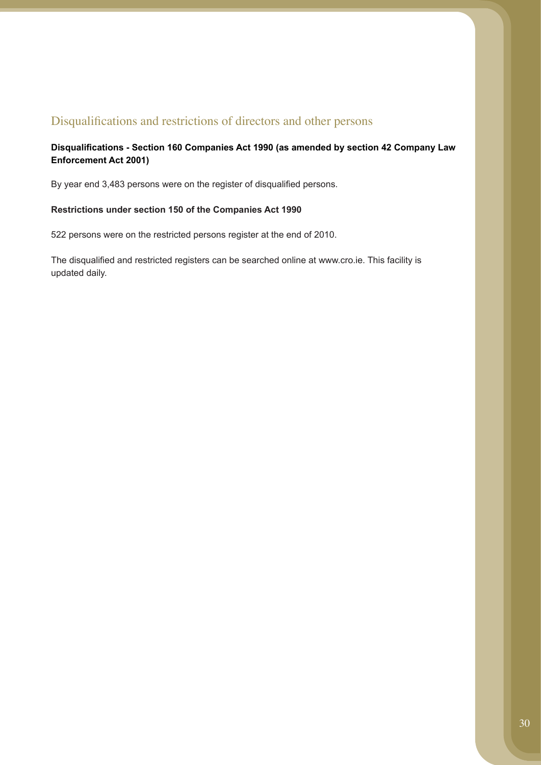## Disqualifications and restrictions of directors and other persons

**Disqualifications - Section 160 Companies Act 1990 (as amended by section 42 Company Law Enforcement Act 2001)**

By year end 3,483 persons were on the register of disqualified persons.

**Restrictions under section 150 of the Companies Act 1990**

522 persons were on the restricted persons register at the end of 2010.

The disqualified and restricted registers can be searched online at www.cro.ie. This facility is updated daily.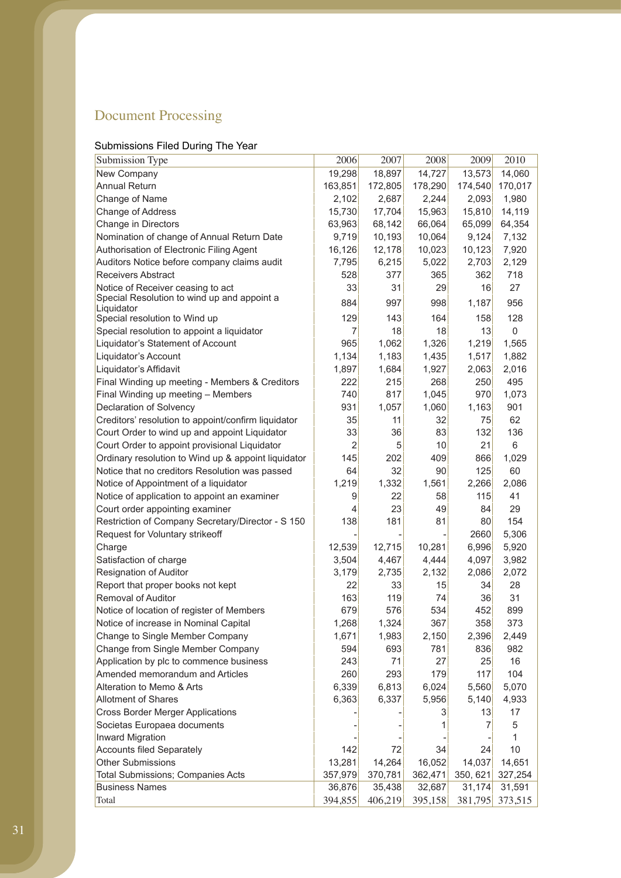## Document Processing

### Submissions Filed During The Year

| Submission Type | 2006 | 2007 | 2008 | 2009 | 2010 |
|---|---|---|---|---|---|
| New Company | 19,298 | 18,897 | 14,727 | 13,573 | 14,060 |
| Annual Return | 163,851 | 172,805 | 178,290 | 174,540 | 170,017 |
| Change of Name | 2,102 | 2,687 | 2,244 | 2,093 | 1,980 |
| Change of Address | 15,730 | 17,704 | 15,963 | 15,810 | 14,119 |
| Change in Directors | 63,963 | 68,142 | 66,064 | 65,099 | 64,354 |
| Nomination of change of Annual Return Date | 9,719 | 10,193 | 10,064 | 9,124 | 7,132 |
| Authorisation of Electronic Filing Agent | 16,126 | 12,178 | 10,023 | 10,123 | 7,920 |
| Auditors Notice before company claims audit | 7,795 | 6,215 | 5,022 | 2,703 | 2,129 |
| Receivers Abstract | 528 | 377 | 365 | 362 | 718 |
| Notice of Receiver ceasing to act | 33 | 31 | 29 | 16 | 27 |
| Special Resolution to wind up and appoint a Liquidator | 884 | 997 | 998 | 1,187 | 956 |
| Special resolution to Wind up | 129 | 143 | 164 | 158 | 128 |
| Special resolution to appoint a liquidator | 7 | 18 | 18 | 13 | 0 |
| Liquidator's Statement of Account | 965 | 1,062 | 1,326 | 1,219 | 1,565 |
| Liquidator's Account | 1,134 | 1,183 | 1,435 | 1,517 | 1,882 |
| Liquidator's Affidavit | 1,897 | 1,684 | 1,927 | 2,063 | 2,016 |
| Final Winding up meeting - Members & Creditors | 222 | 215 | 268 | 250 | 495 |
| Final Winding up meeting – Members | 740 | 817 | 1,045 | 970 | 1,073 |
| Declaration of Solvency | 931 | 1,057 | 1,060 | 1,163 | 901 |
| Creditors' resolution to appoint/confirm liquidator | 35 | 11 | 32 | 75 | 62 |
| Court Order to wind up and appoint Liquidator | 33 | 36 | 83 | 132 | 136 |
| Court Order to appoint provisional Liquidator | 2 | 5 | 10 | 21 | 6 |
| Ordinary resolution to Wind up & appoint liquidator | 145 | 202 | 409 | 866 | 1,029 |
| Notice that no creditors Resolution was passed | 64 | 32 | 90 | 125 | 60 |
| Notice of Appointment of a liquidator | 1,219 | 1,332 | 1,561 | 2,266 | 2,086 |
| Notice of application to appoint an examiner | 9 | 22 | 58 | 115 | 41 |
| Court order appointing examiner | 4 | 23 | 49 | 84 | 29 |
| Restriction of Company Secretary/Director - S 150 | 138 | 181 | 81 | 80 | 154 |
| Request for Voluntary strikeoff | - | - | - | 2660 | 5,306 |
| Charge | 12,539 | 12,715 | 10,281 | 6,996 | 5,920 |
| Satisfaction of charge | 3,504 | 4,467 | 4,444 | 4,097 | 3,982 |
| Resignation of Auditor | 3,179 | 2,735 | 2,132 | 2,086 | 2,072 |
| Report that proper books not kept | 22 | 33 | 15 | 34 | 28 |
| Removal of Auditor | 163 | 119 | 74 | 36 | 31 |
| Notice of location of register of Members | 679 | 576 | 534 | 452 | 899 |
| Notice of increase in Nominal Capital | 1,268 | 1,324 | 367 | 358 | 373 |
| Change to Single Member Company | 1,671 | 1,983 | 2,150 | 2,396 | 2,449 |
| Change from Single Member Company | 594 | 693 | 781 | 836 | 982 |
| Application by plc to commence business | 243 | 71 | 27 | 25 | 16 |
| Amended memorandum and Articles | 260 | 293 | 179 | 117 | 104 |
| Alteration to Memo & Arts | 6,339 | 6,813 | 6,024 | 5,560 | 5,070 |
| Allotment of Shares | 6,363 | 6,337 | 5,956 | 5,140 | 4,933 |
| Cross Border Merger Applications | - | - | 3 | 13 | 17 |
| Societas Europaea documents | - | - | 1 | 7 | 5 |
| Inward Migration | - | - | - | - | 1 |
| Accounts filed Separately | 142 | 72 | 34 | 24 | 10 |
| Other Submissions | 13,281 | 14,264 | 16,052 | 14,037 | 14,651 |
| Total Submissions; Companies Acts | 357,979 | 370,781 | 362,471 | 350, 621 | 327,254 |
| Business Names | 36,876 | 35,438 | 32,687 | 31,174 | 31,591 |
| Total | 394,855 | 406,219 | 395,158 | 381,795 | 373,515 |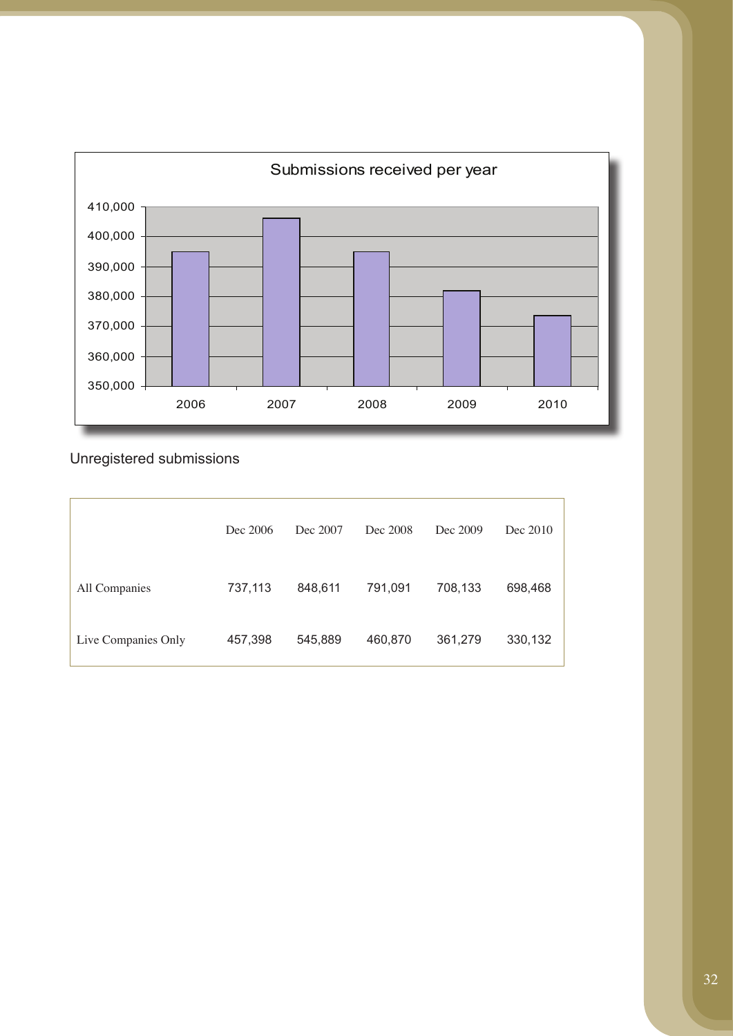Submissions received per year

| Year | Submissions |
|---|---|
| 2006 | ~395,000 |
| 2007 | ~406,000 |
| 2008 | ~395,000 |
| 2009 | ~382,000 |
| 2010 | ~373,500 |

Unregistered submissions

| | Dec 2006 | Dec 2007 | Dec 2008 | Dec 2009 | Dec 2010 |
|---|---|---|---|---|---|
| All Companies | 737,113 | 848,611 | 791,091 | 708,133 | 698,468 |
| Live Companies Only | 457,398 | 545,889 | 460,870 | 361,279 | 330,132 |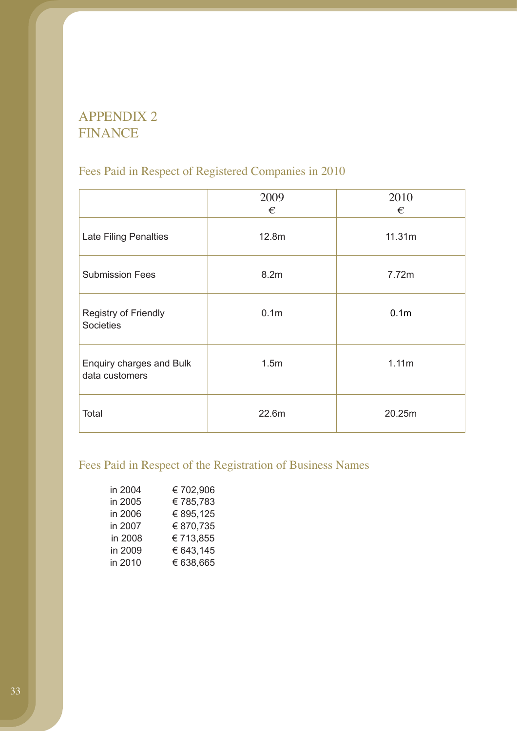# APPENDIX 2
# FINANCE

## Fees Paid in Respect of Registered Companies in 2010

| | 2009<br>€ | 2010<br>€ |
|---|---|---|
| Late Filing Penalties | 12.8m | 11.31m |
| Submission Fees | 8.2m | 7.72m |
| Registry of Friendly Societies | 0.1m | 0.1m |
| Enquiry charges and Bulk data customers | 1.5m | 1.11m |
| Total | 22.6m | 20.25m |

## Fees Paid in Respect of the Registration of Business Names

| | |
|---|---|
| in 2004 | € 702,906 |
| in 2005 | € 785,783 |
| in 2006 | € 895,125 |
| in 2007 | € 870,735 |
| in 2008 | € 713,855 |
| in 2009 | € 643,145 |
| in 2010 | € 638,665 |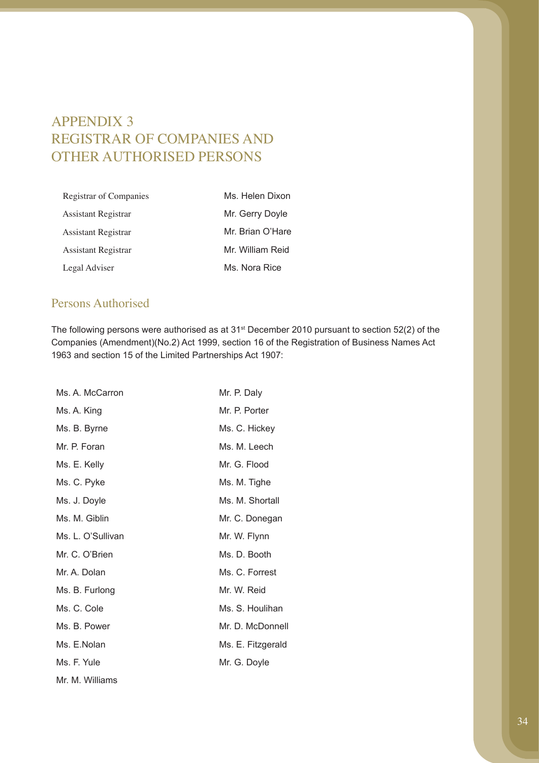# APPENDIX 3
# REGISTRAR OF COMPANIES AND OTHER AUTHORISED PERSONS

| | |
|---|---|
| Registrar of Companies | Ms. Helen Dixon |
| Assistant Registrar | Mr. Gerry Doyle |
| Assistant Registrar | Mr. Brian O'Hare |
| Assistant Registrar | Mr. William Reid |
| Legal Adviser | Ms. Nora Rice |

## Persons Authorised

The following persons were authorised as at 31st December 2010 pursuant to section 52(2) of the Companies (Amendment)(No.2) Act 1999, section 16 of the Registration of Business Names Act 1963 and section 15 of the Limited Partnerships Act 1907:

Ms. A. McCarron
Ms. A. King
Ms. B. Byrne
Mr. P. Foran
Ms. E. Kelly
Ms. C. Pyke
Ms. J. Doyle
Ms. M. Giblin
Ms. L. O'Sullivan
Mr. C. O'Brien
Mr. A. Dolan
Ms. B. Furlong
Ms. C. Cole
Ms. B. Power
Ms. E.Nolan
Ms. F. Yule
Mr. M. Williams
Mr. P. Daly
Mr. P. Porter
Ms. C. Hickey
Ms. M. Leech
Mr. G. Flood
Ms. M. Tighe
Ms. M. Shortall
Mr. C. Donegan
Mr. W. Flynn
Ms. D. Booth
Ms. C. Forrest
Mr. W. Reid
Ms. S. Houlihan
Mr. D. McDonnell
Ms. E. Fitzgerald
Mr. G. Doyle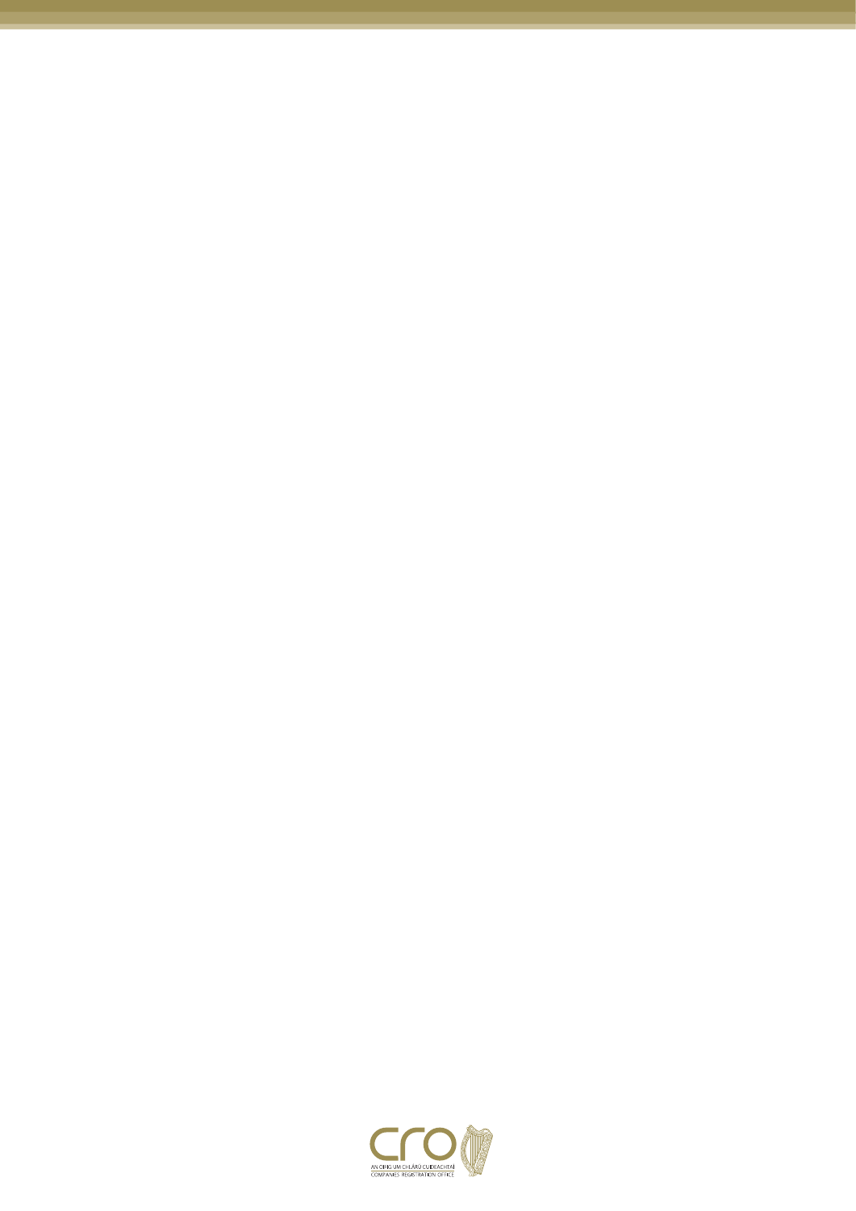cro

AN OIFIG UM CHLÁRÚ CUIDEACHTAÍ
COMPANIES REGISTRATION OFFICE